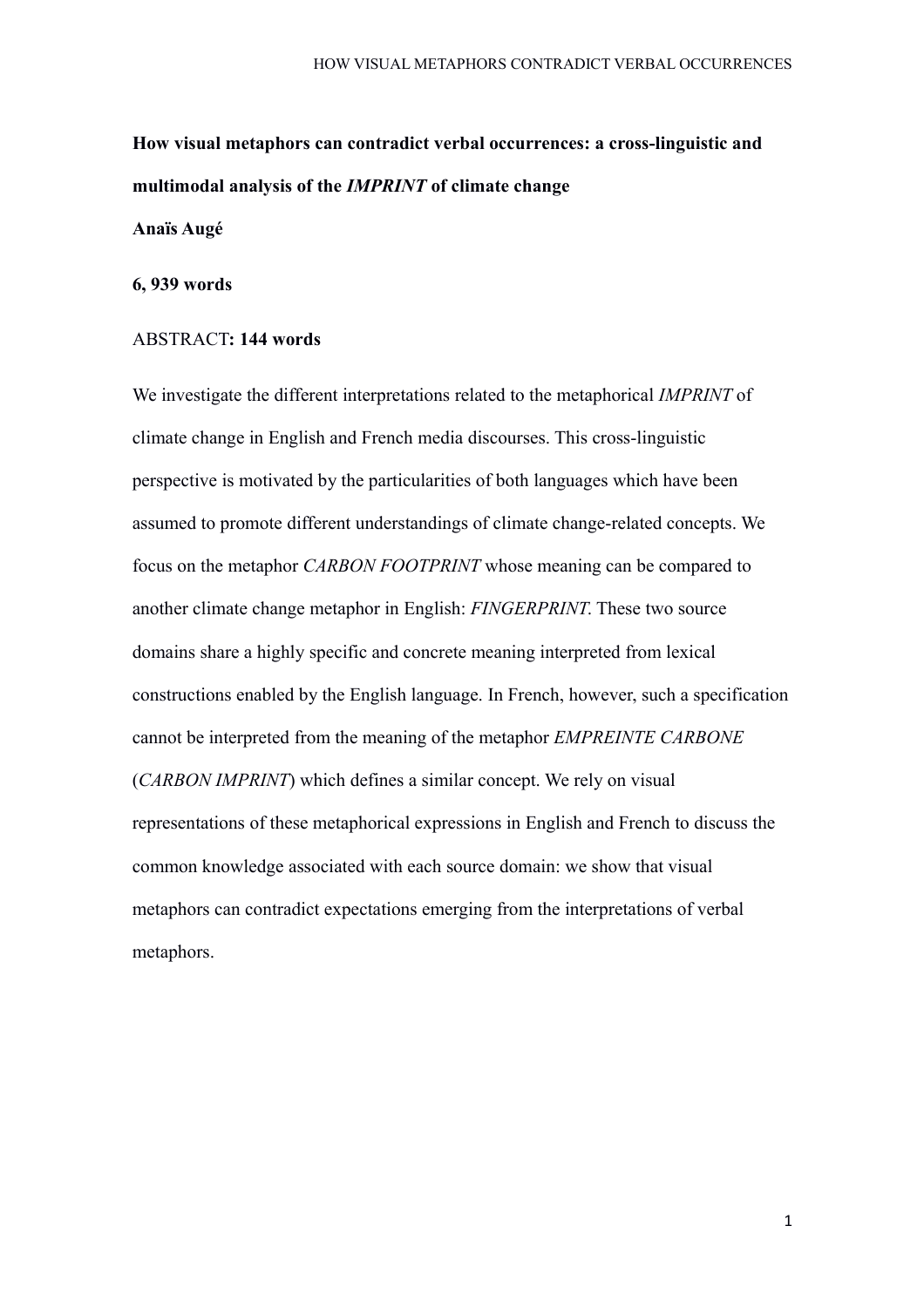**How visual metaphors can contradict verbal occurrences: a cross-linguistic and multimodal analysis of the *IMPRINT* of climate change**

**Anaïs Augé**

**6, 939 words**

ABSTRACT**: 144 words**

We investigate the different interpretations related to the metaphorical *IMPRINT* of climate change in English and French media discourses. This cross-linguistic perspective is motivated by the particularities of both languages which have been assumed to promote different understandings of climate change-related concepts. We focus on the metaphor *CARBON FOOTPRINT* whose meaning can be compared to another climate change metaphor in English: *FINGERPRINT*. These two source domains share a highly specific and concrete meaning interpreted from lexical constructions enabled by the English language. In French, however, such a specification cannot be interpreted from the meaning of the metaphor *EMPREINTE CARBONE* (*CARBON IMPRINT*) which defines a similar concept. We rely on visual representations of these metaphorical expressions in English and French to discuss the common knowledge associated with each source domain: we show that visual metaphors can contradict expectations emerging from the interpretations of verbal metaphors.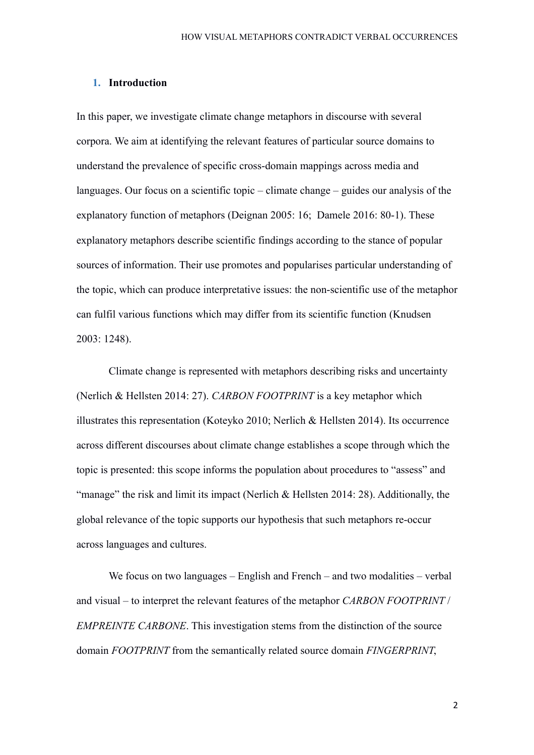## 1. Introduction

In this paper, we investigate climate change metaphors in discourse with several corpora. We aim at identifying the relevant features of particular source domains to understand the prevalence of specific cross-domain mappings across media and languages. Our focus on a scientific topic – climate change – guides our analysis of the explanatory function of metaphors (Deignan 2005: 16; Damele 2016: 80-1). These explanatory metaphors describe scientific findings according to the stance of popular sources of information. Their use promotes and popularises particular understanding of the topic, which can produce interpretative issues: the non-scientific use of the metaphor can fulfil various functions which may differ from its scientific function (Knudsen 2003: 1248).

Climate change is represented with metaphors describing risks and uncertainty (Nerlich & Hellsten 2014: 27). *CARBON FOOTPRINT* is a key metaphor which illustrates this representation (Koteyko 2010; Nerlich & Hellsten 2014). Its occurrence across different discourses about climate change establishes a scope through which the topic is presented: this scope informs the population about procedures to "assess" and "manage" the risk and limit its impact (Nerlich & Hellsten 2014: 28). Additionally, the global relevance of the topic supports our hypothesis that such metaphors re-occur across languages and cultures.

We focus on two languages – English and French – and two modalities – verbal and visual – to interpret the relevant features of the metaphor *CARBON FOOTPRINT* / *EMPREINTE CARBONE*. This investigation stems from the distinction of the source domain *FOOTPRINT* from the semantically related source domain *FINGERPRINT*,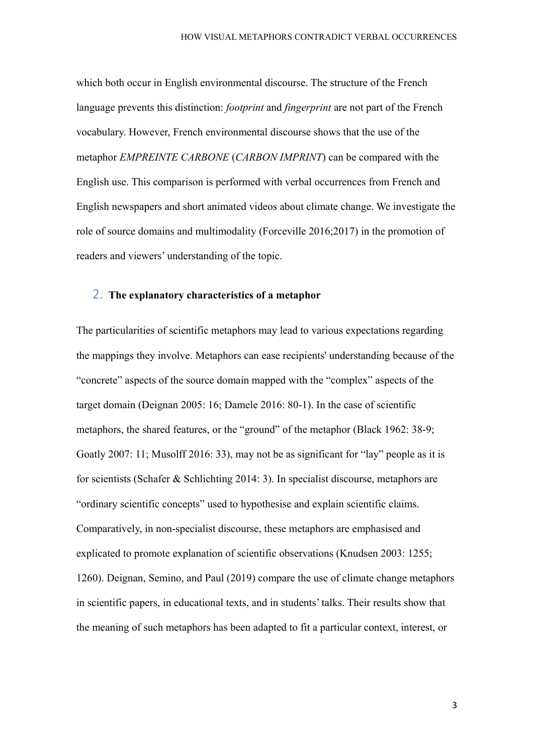which both occur in English environmental discourse. The structure of the French language prevents this distinction: *footprint* and *fingerprint* are not part of the French vocabulary. However, French environmental discourse shows that the use of the metaphor *EMPREINTE CARBONE* (*CARBON IMPRINT*) can be compared with the English use. This comparison is performed with verbal occurrences from French and English newspapers and short animated videos about climate change. We investigate the role of source domains and multimodality (Forceville 2016;2017) in the promotion of readers and viewers' understanding of the topic.

## 2. The explanatory characteristics of a metaphor

The particularities of scientific metaphors may lead to various expectations regarding the mappings they involve. Metaphors can ease recipients' understanding because of the "concrete" aspects of the source domain mapped with the "complex" aspects of the target domain (Deignan 2005: 16; Damele 2016: 80-1). In the case of scientific metaphors, the shared features, or the "ground" of the metaphor (Black 1962: 38-9; Goatly 2007: 11; Musolff 2016: 33), may not be as significant for "lay" people as it is for scientists (Schafer & Schlichting 2014: 3). In specialist discourse, metaphors are "ordinary scientific concepts" used to hypothesise and explain scientific claims. Comparatively, in non-specialist discourse, these metaphors are emphasised and explicated to promote explanation of scientific observations (Knudsen 2003: 1255; 1260). Deignan, Semino, and Paul (2019) compare the use of climate change metaphors in scientific papers, in educational texts, and in students' talks. Their results show that the meaning of such metaphors has been adapted to fit a particular context, interest, or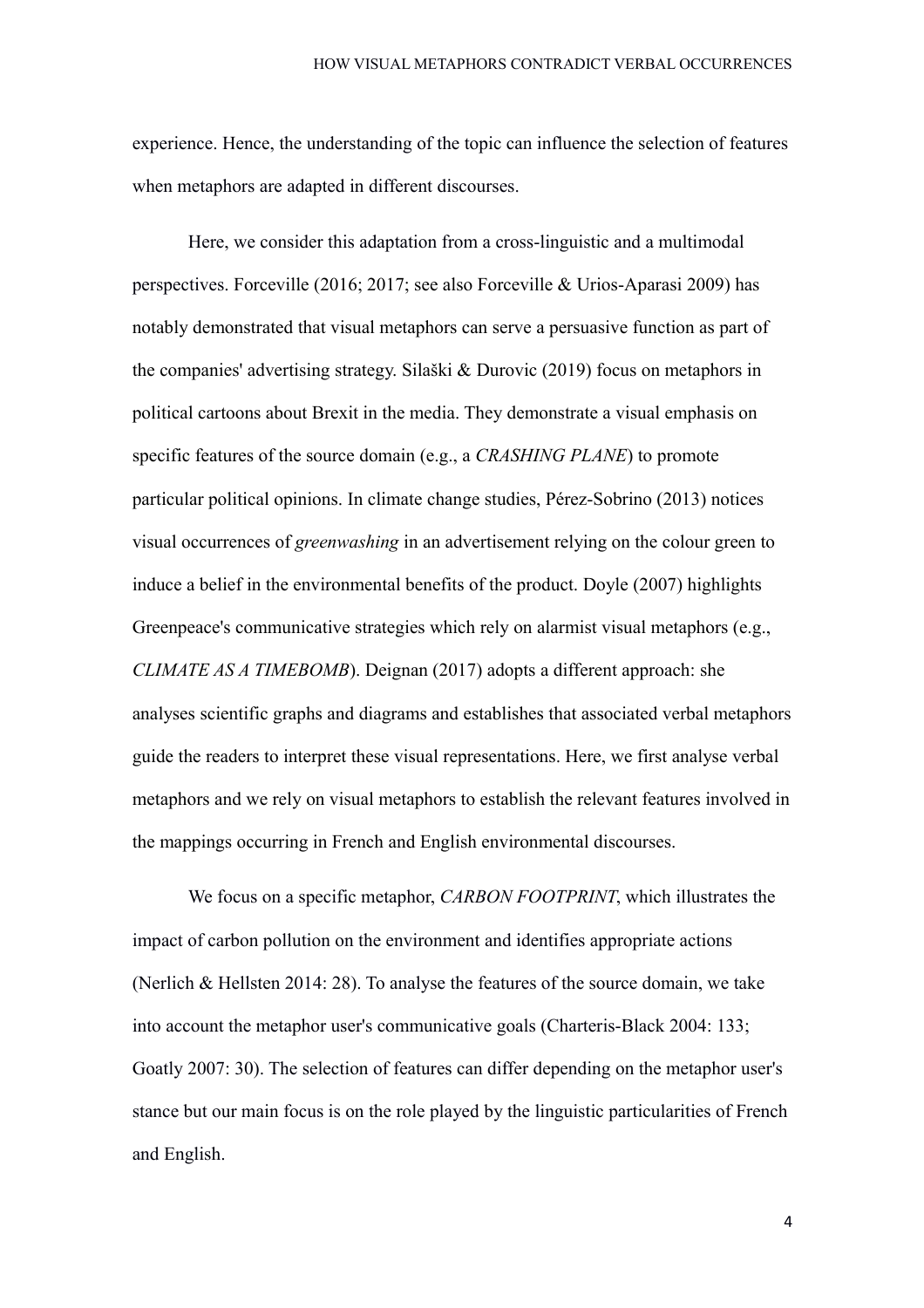experience. Hence, the understanding of the topic can influence the selection of features when metaphors are adapted in different discourses.

Here, we consider this adaptation from a cross-linguistic and a multimodal perspectives. Forceville (2016; 2017; see also Forceville & Urios-Aparasi 2009) has notably demonstrated that visual metaphors can serve a persuasive function as part of the companies' advertising strategy. Silaški & Durovic (2019) focus on metaphors in political cartoons about Brexit in the media. They demonstrate a visual emphasis on specific features of the source domain (e.g., a *CRASHING PLANE*) to promote particular political opinions. In climate change studies, Pérez-Sobrino (2013) notices visual occurrences of *greenwashing* in an advertisement relying on the colour green to induce a belief in the environmental benefits of the product. Doyle (2007) highlights Greenpeace's communicative strategies which rely on alarmist visual metaphors (e.g., *CLIMATE AS A TIMEBOMB*). Deignan (2017) adopts a different approach: she analyses scientific graphs and diagrams and establishes that associated verbal metaphors guide the readers to interpret these visual representations. Here, we first analyse verbal metaphors and we rely on visual metaphors to establish the relevant features involved in the mappings occurring in French and English environmental discourses.

We focus on a specific metaphor, *CARBON FOOTPRINT*, which illustrates the impact of carbon pollution on the environment and identifies appropriate actions (Nerlich & Hellsten 2014: 28). To analyse the features of the source domain, we take into account the metaphor user's communicative goals (Charteris-Black 2004: 133; Goatly 2007: 30). The selection of features can differ depending on the metaphor user's stance but our main focus is on the role played by the linguistic particularities of French and English.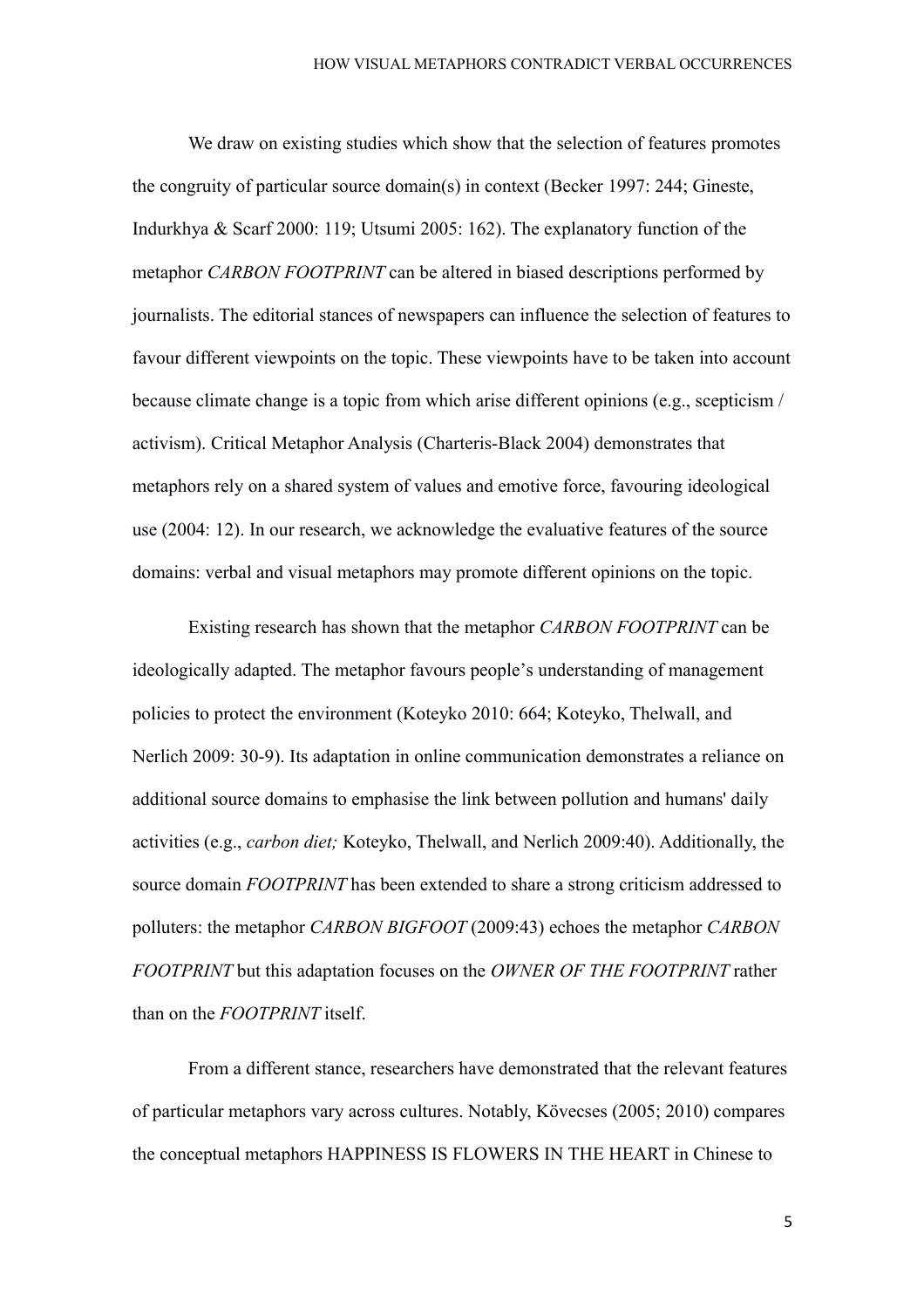We draw on existing studies which show that the selection of features promotes the congruity of particular source domain(s) in context (Becker 1997: 244; Gineste, Indurkhya & Scarf 2000: 119; Utsumi 2005: 162). The explanatory function of the metaphor *CARBON FOOTPRINT* can be altered in biased descriptions performed by journalists. The editorial stances of newspapers can influence the selection of features to favour different viewpoints on the topic. These viewpoints have to be taken into account because climate change is a topic from which arise different opinions (e.g., scepticism / activism). Critical Metaphor Analysis (Charteris-Black 2004) demonstrates that metaphors rely on a shared system of values and emotive force, favouring ideological use (2004: 12). In our research, we acknowledge the evaluative features of the source domains: verbal and visual metaphors may promote different opinions on the topic.

Existing research has shown that the metaphor *CARBON FOOTPRINT* can be ideologically adapted. The metaphor favours people's understanding of management policies to protect the environment (Koteyko 2010: 664; Koteyko, Thelwall, and Nerlich 2009: 30-9). Its adaptation in online communication demonstrates a reliance on additional source domains to emphasise the link between pollution and humans' daily activities (e.g., *carbon diet;* Koteyko, Thelwall, and Nerlich 2009:40). Additionally, the source domain *FOOTPRINT* has been extended to share a strong criticism addressed to polluters: the metaphor *CARBON BIGFOOT* (2009:43) echoes the metaphor *CARBON FOOTPRINT* but this adaptation focuses on the *OWNER OF THE FOOTPRINT* rather than on the *FOOTPRINT* itself.

From a different stance, researchers have demonstrated that the relevant features of particular metaphors vary across cultures. Notably, Kövecses (2005; 2010) compares the conceptual metaphors HAPPINESS IS FLOWERS IN THE HEART in Chinese to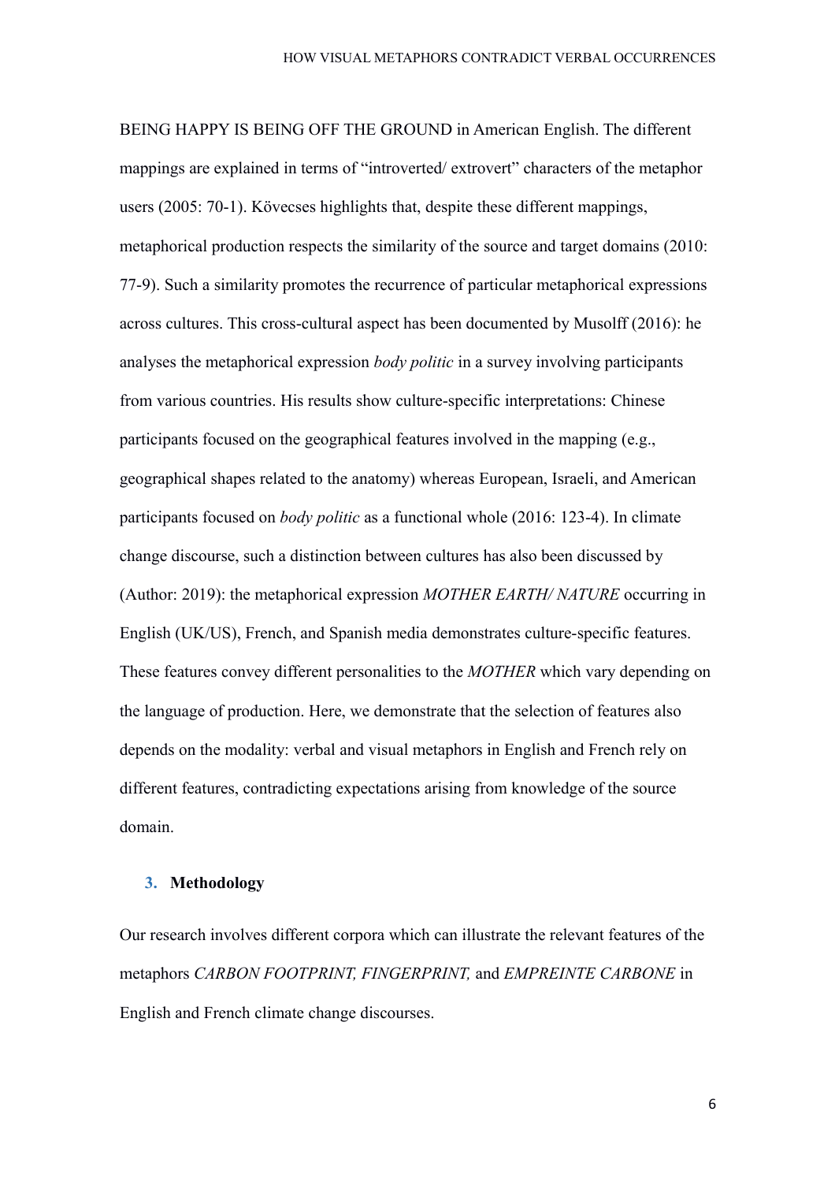BEING HAPPY IS BEING OFF THE GROUND in American English. The different mappings are explained in terms of "introverted/ extrovert" characters of the metaphor users (2005: 70-1). Kövecses highlights that, despite these different mappings, metaphorical production respects the similarity of the source and target domains (2010: 77-9). Such a similarity promotes the recurrence of particular metaphorical expressions across cultures. This cross-cultural aspect has been documented by Musolff (2016): he analyses the metaphorical expression *body politic* in a survey involving participants from various countries. His results show culture-specific interpretations: Chinese participants focused on the geographical features involved in the mapping (e.g., geographical shapes related to the anatomy) whereas European, Israeli, and American participants focused on *body politic* as a functional whole (2016: 123-4). In climate change discourse, such a distinction between cultures has also been discussed by (Author: 2019): the metaphorical expression *MOTHER EARTH/ NATURE* occurring in English (UK/US), French, and Spanish media demonstrates culture-specific features. These features convey different personalities to the *MOTHER* which vary depending on the language of production. Here, we demonstrate that the selection of features also depends on the modality: verbal and visual metaphors in English and French rely on different features, contradicting expectations arising from knowledge of the source domain.

## 3. Methodology

Our research involves different corpora which can illustrate the relevant features of the metaphors *CARBON FOOTPRINT, FINGERPRINT,* and *EMPREINTE CARBONE* in English and French climate change discourses.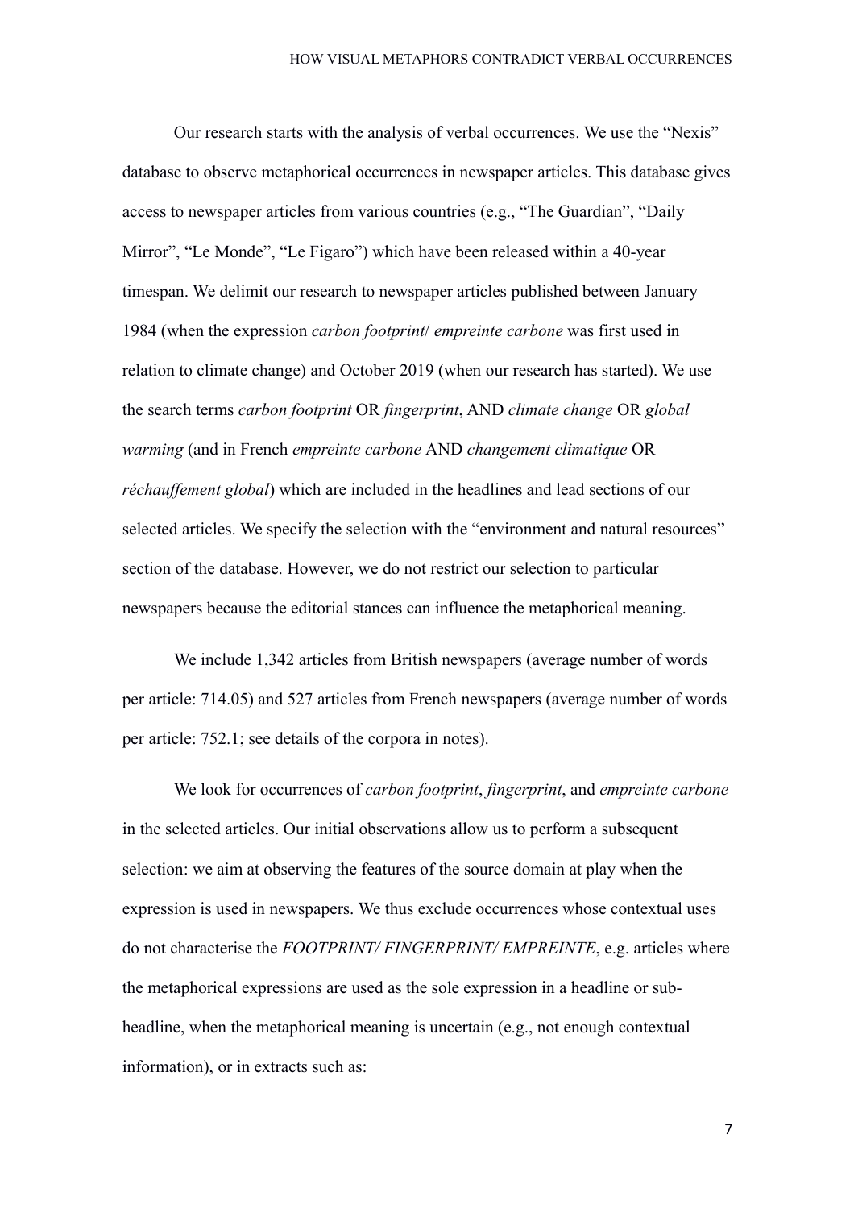Our research starts with the analysis of verbal occurrences. We use the "Nexis" database to observe metaphorical occurrences in newspaper articles. This database gives access to newspaper articles from various countries (e.g., "The Guardian", "Daily Mirror", "Le Monde", "Le Figaro") which have been released within a 40-year timespan. We delimit our research to newspaper articles published between January 1984 (when the expression *carbon footprint*/ *empreinte carbone* was first used in relation to climate change) and October 2019 (when our research has started). We use the search terms *carbon footprint* OR *fingerprint*, AND *climate change* OR *global warming* (and in French *empreinte carbone* AND *changement climatique* OR *réchauffement global*) which are included in the headlines and lead sections of our selected articles. We specify the selection with the "environment and natural resources" section of the database. However, we do not restrict our selection to particular newspapers because the editorial stances can influence the metaphorical meaning.

We include 1,342 articles from British newspapers (average number of words per article: 714.05) and 527 articles from French newspapers (average number of words per article: 752.1; see details of the corpora in notes).

We look for occurrences of *carbon footprint*, *fingerprint*, and *empreinte carbone* in the selected articles. Our initial observations allow us to perform a subsequent selection: we aim at observing the features of the source domain at play when the expression is used in newspapers. We thus exclude occurrences whose contextual uses do not characterise the *FOOTPRINT/ FINGERPRINT/ EMPREINTE*, e.g. articles where the metaphorical expressions are used as the sole expression in a headline or sub-headline, when the metaphorical meaning is uncertain (e.g., not enough contextual information), or in extracts such as: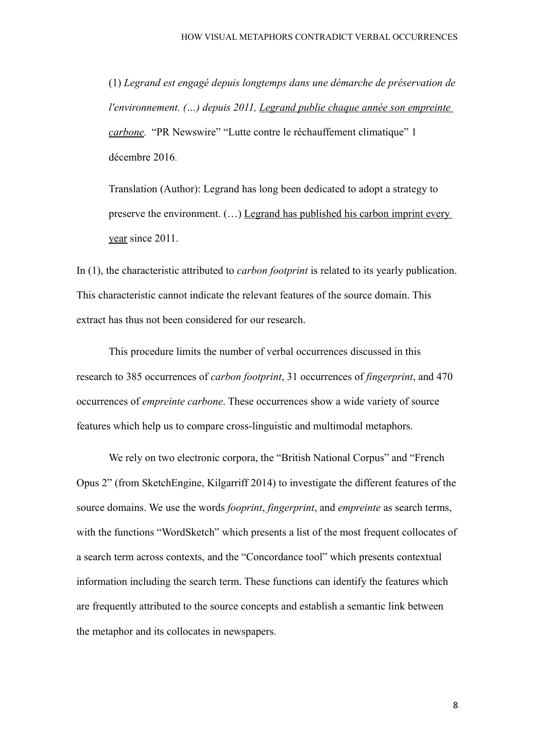(1) *Legrand est engagé depuis longtemps dans une démarche de préservation de l'environnement. (…) depuis 2011, <u>Legrand publie chaque année son empreinte carbone</u>.* "PR Newswire" "Lutte contre le réchauffement climatique" 1 décembre 2016.

Translation (Author): Legrand has long been dedicated to adopt a strategy to preserve the environment. (…) <u>Legrand has published his carbon imprint every year</u> since 2011.

In (1), the characteristic attributed to *carbon footprint* is related to its yearly publication. This characteristic cannot indicate the relevant features of the source domain. This extract has thus not been considered for our research.

This procedure limits the number of verbal occurrences discussed in this research to 385 occurrences of *carbon footprint*, 31 occurrences of *fingerprint*, and 470 occurrences of *empreinte carbone*. These occurrences show a wide variety of source features which help us to compare cross-linguistic and multimodal metaphors.

We rely on two electronic corpora, the "British National Corpus" and "French Opus 2" (from SketchEngine, Kilgarriff 2014) to investigate the different features of the source domains. We use the words *fooprint*, *fingerprint*, and *empreinte* as search terms, with the functions "WordSketch" which presents a list of the most frequent collocates of a search term across contexts, and the "Concordance tool" which presents contextual information including the search term. These functions can identify the features which are frequently attributed to the source concepts and establish a semantic link between the metaphor and its collocates in newspapers.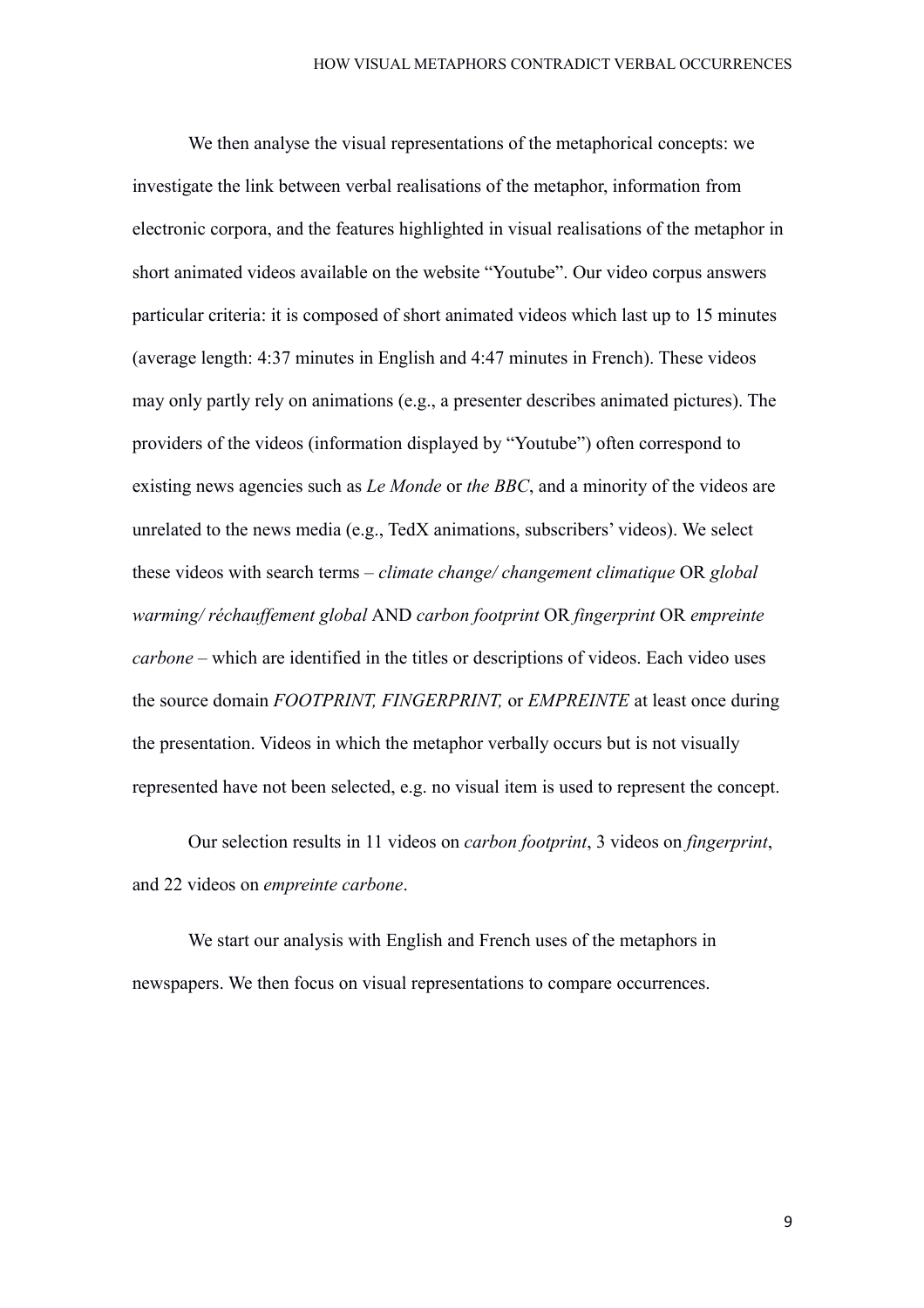We then analyse the visual representations of the metaphorical concepts: we investigate the link between verbal realisations of the metaphor, information from electronic corpora, and the features highlighted in visual realisations of the metaphor in short animated videos available on the website “Youtube”. Our video corpus answers particular criteria: it is composed of short animated videos which last up to 15 minutes (average length: 4:37 minutes in English and 4:47 minutes in French). These videos may only partly rely on animations (e.g., a presenter describes animated pictures). The providers of the videos (information displayed by “Youtube”) often correspond to existing news agencies such as *Le Monde* or *the BBC*, and a minority of the videos are unrelated to the news media (e.g., TedX animations, subscribers’ videos). We select these videos with search terms – *climate change/ changement climatique* OR *global warming/ réchauffement global* AND *carbon footprint* OR *fingerprint* OR *empreinte carbone* – which are identified in the titles or descriptions of videos. Each video uses the source domain *FOOTPRINT, FINGERPRINT,* or *EMPREINTE* at least once during the presentation. Videos in which the metaphor verbally occurs but is not visually represented have not been selected, e.g. no visual item is used to represent the concept.

Our selection results in 11 videos on *carbon footprint*, 3 videos on *fingerprint*, and 22 videos on *empreinte carbone*.

We start our analysis with English and French uses of the metaphors in newspapers. We then focus on visual representations to compare occurrences.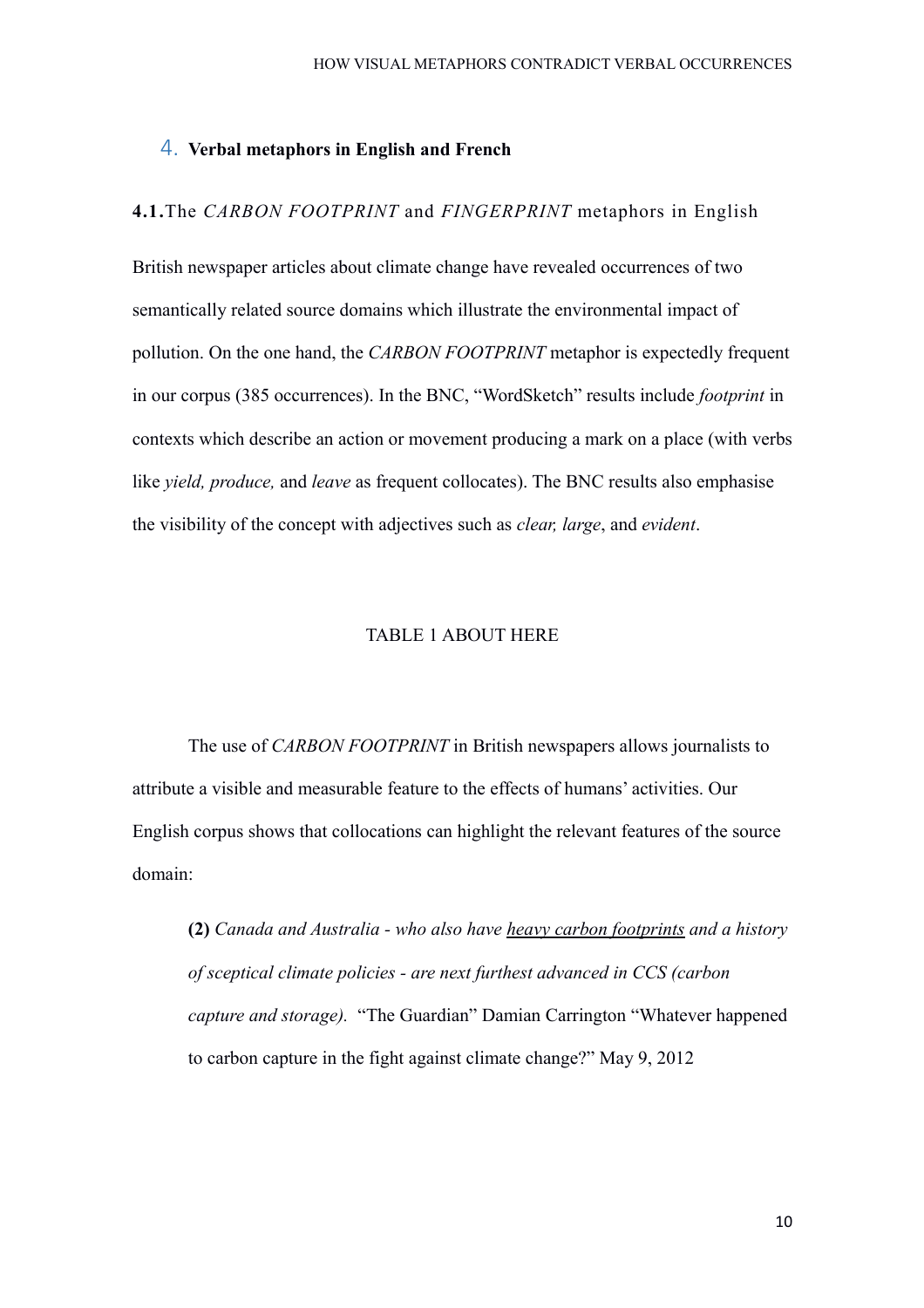## 4. **Verbal metaphors in English and French**

### **4.1.** The *CARBON FOOTPRINT* and *FINGERPRINT* metaphors in English

British newspaper articles about climate change have revealed occurrences of two semantically related source domains which illustrate the environmental impact of pollution. On the one hand, the *CARBON FOOTPRINT* metaphor is expectedly frequent in our corpus (385 occurrences). In the BNC, "WordSketch" results include *footprint* in contexts which describe an action or movement producing a mark on a place (with verbs like *yield, produce,* and *leave* as frequent collocates). The BNC results also emphasise the visibility of the concept with adjectives such as *clear, large*, and *evident*.

TABLE 1 ABOUT HERE

The use of *CARBON FOOTPRINT* in British newspapers allows journalists to attribute a visible and measurable feature to the effects of humans' activities. Our English corpus shows that collocations can highlight the relevant features of the source domain:

> **(2)** *Canada and Australia - who also have <u>heavy carbon footprints</u> and a history of sceptical climate policies - are next furthest advanced in CCS (carbon capture and storage).* "The Guardian" Damian Carrington "Whatever happened to carbon capture in the fight against climate change?" May 9, 2012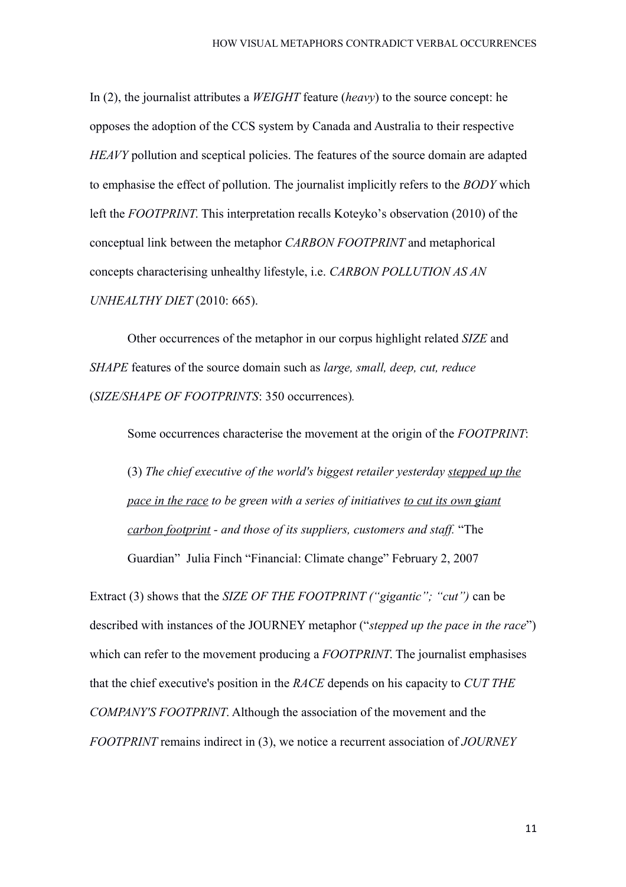In (2), the journalist attributes a *WEIGHT* feature (*heavy*) to the source concept: he opposes the adoption of the CCS system by Canada and Australia to their respective *HEAVY* pollution and sceptical policies. The features of the source domain are adapted to emphasise the effect of pollution. The journalist implicitly refers to the *BODY* which left the *FOOTPRINT*. This interpretation recalls Koteyko's observation (2010) of the conceptual link between the metaphor *CARBON FOOTPRINT* and metaphorical concepts characterising unhealthy lifestyle, i.e. *CARBON POLLUTION AS AN UNHEALTHY DIET* (2010: 665).

Other occurrences of the metaphor in our corpus highlight related *SIZE* and *SHAPE* features of the source domain such as *large, small, deep, cut, reduce* (*SIZE/SHAPE OF FOOTPRINTS*: 350 occurrences).

Some occurrences characterise the movement at the origin of the *FOOTPRINT*:

> (3) *The chief executive of the world's biggest retailer yesterday <u>stepped up the pace in the race</u> to be green with a series of initiatives <u>to cut its own giant carbon footprint</u> - and those of its suppliers, customers and staff.* "The Guardian" Julia Finch "Financial: Climate change" February 2, 2007

Extract (3) shows that the *SIZE OF THE FOOTPRINT ("gigantic"; "cut")* can be described with instances of the JOURNEY metaphor ("*stepped up the pace in the race*") which can refer to the movement producing a *FOOTPRINT*. The journalist emphasises that the chief executive's position in the *RACE* depends on his capacity to *CUT THE COMPANY'S FOOTPRINT*. Although the association of the movement and the *FOOTPRINT* remains indirect in (3), we notice a recurrent association of *JOURNEY*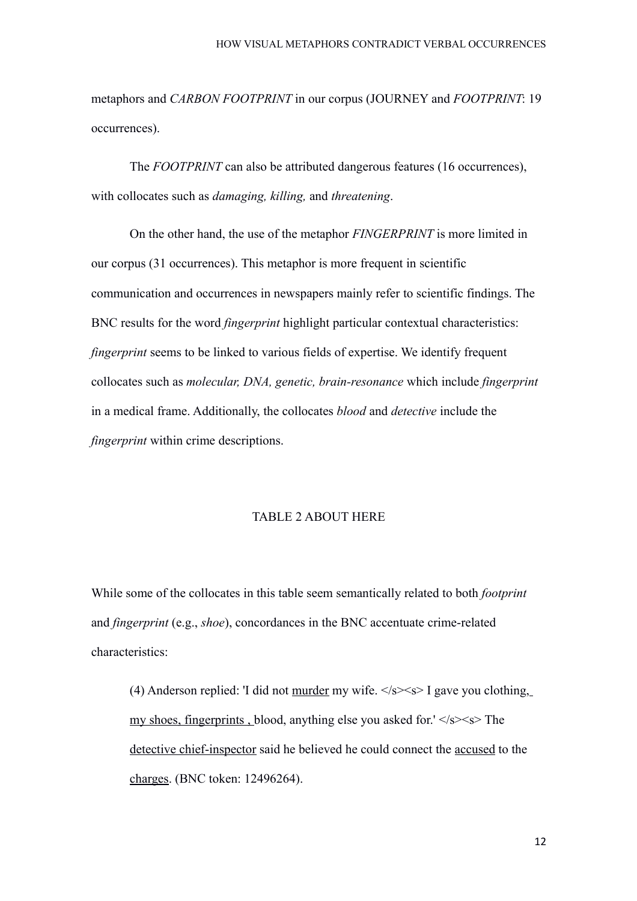metaphors and *CARBON FOOTPRINT* in our corpus (JOURNEY and *FOOTPRINT*: 19 occurrences).

The *FOOTPRINT* can also be attributed dangerous features (16 occurrences), with collocates such as *damaging, killing,* and *threatening*.

On the other hand, the use of the metaphor *FINGERPRINT* is more limited in our corpus (31 occurrences). This metaphor is more frequent in scientific communication and occurrences in newspapers mainly refer to scientific findings. The BNC results for the word *fingerprint* highlight particular contextual characteristics: *fingerprint* seems to be linked to various fields of expertise. We identify frequent collocates such as *molecular, DNA, genetic, brain-resonance* which include *fingerprint* in a medical frame. Additionally, the collocates *blood* and *detective* include the *fingerprint* within crime descriptions.

TABLE 2 ABOUT HERE

While some of the collocates in this table seem semantically related to both *footprint* and *fingerprint* (e.g., *shoe*), concordances in the BNC accentuate crime-related characteristics:

> (4) Anderson replied: 'I did not <u>murder</u> my wife. </s><s> I gave you clothing, <u>my shoes, fingerprints ,</u> blood, anything else you asked for.' </s><s> The <u>detective chief-inspector</u> said he believed he could connect the <u>accused</u> to the <u>charges</u>. (BNC token: 12496264).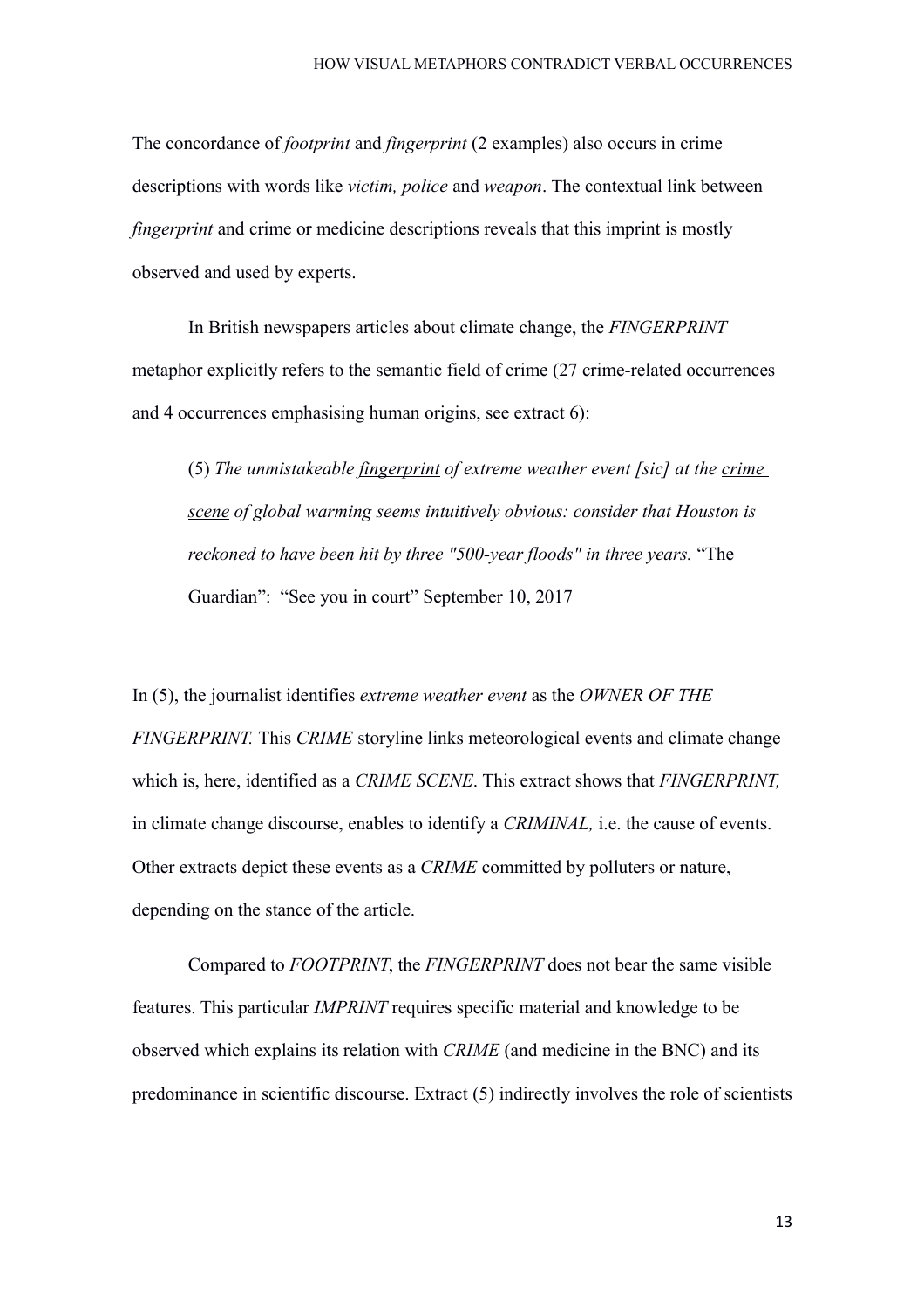The concordance of *footprint* and *fingerprint* (2 examples) also occurs in crime descriptions with words like *victim, police* and *weapon*. The contextual link between *fingerprint* and crime or medicine descriptions reveals that this imprint is mostly observed and used by experts.

In British newspapers articles about climate change, the *FINGERPRINT* metaphor explicitly refers to the semantic field of crime (27 crime-related occurrences and 4 occurrences emphasising human origins, see extract 6):

> (5) *The unmistakeable <u>fingerprint</u> of extreme weather event [sic] at the <u>crime scene</u> of global warming seems intuitively obvious: consider that Houston is reckoned to have been hit by three "500-year floods" in three years.* “The Guardian”: “See you in court” September 10, 2017

In (5), the journalist identifies *extreme weather event* as the *OWNER OF THE FINGERPRINT.* This *CRIME* storyline links meteorological events and climate change which is, here, identified as a *CRIME SCENE*. This extract shows that *FINGERPRINT,* in climate change discourse, enables to identify a *CRIMINAL,* i.e. the cause of events. Other extracts depict these events as a *CRIME* committed by polluters or nature, depending on the stance of the article.

Compared to *FOOTPRINT*, the *FINGERPRINT* does not bear the same visible features. This particular *IMPRINT* requires specific material and knowledge to be observed which explains its relation with *CRIME* (and medicine in the BNC) and its predominance in scientific discourse. Extract (5) indirectly involves the role of scientists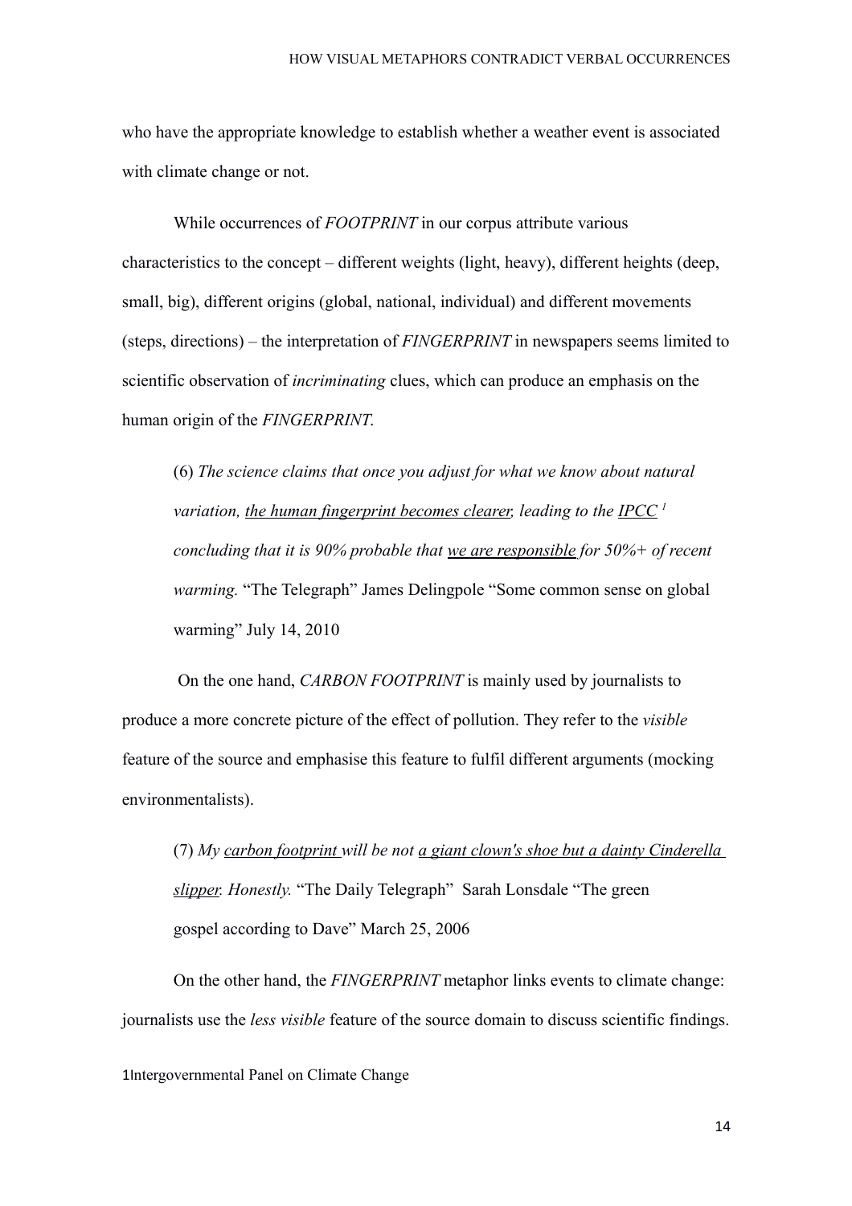who have the appropriate knowledge to establish whether a weather event is associated with climate change or not.

While occurrences of *FOOTPRINT* in our corpus attribute various characteristics to the concept – different weights (light, heavy), different heights (deep, small, big), different origins (global, national, individual) and different movements (steps, directions) – the interpretation of *FINGERPRINT* in newspapers seems limited to scientific observation of *incriminating* clues, which can produce an emphasis on the human origin of the *FINGERPRINT.*

> (6) *The science claims that once you adjust for what we know about natural variation, <u>the human fingerprint becomes clearer</u>, leading to the <u>IPCC</u> [1] concluding that it is 90% probable that <u>we are responsible</u> for 50%+ of recent warming.* "The Telegraph" James Delingpole "Some common sense on global warming" July 14, 2010

On the one hand, *CARBON FOOTPRINT* is mainly used by journalists to produce a more concrete picture of the effect of pollution. They refer to the *visible* feature of the source and emphasise this feature to fulfil different arguments (mocking environmentalists).

> (7) *My <u>carbon footprint</u> will be not <u>a giant clown's shoe but a dainty Cinderella slipper</u>. Honestly.* "The Daily Telegraph" Sarah Lonsdale "The green gospel according to Dave" March 25, 2006

On the other hand, the *FINGERPRINT* metaphor links events to climate change: journalists use the *less visible* feature of the source domain to discuss scientific findings.

[1] Intergovernmental Panel on Climate Change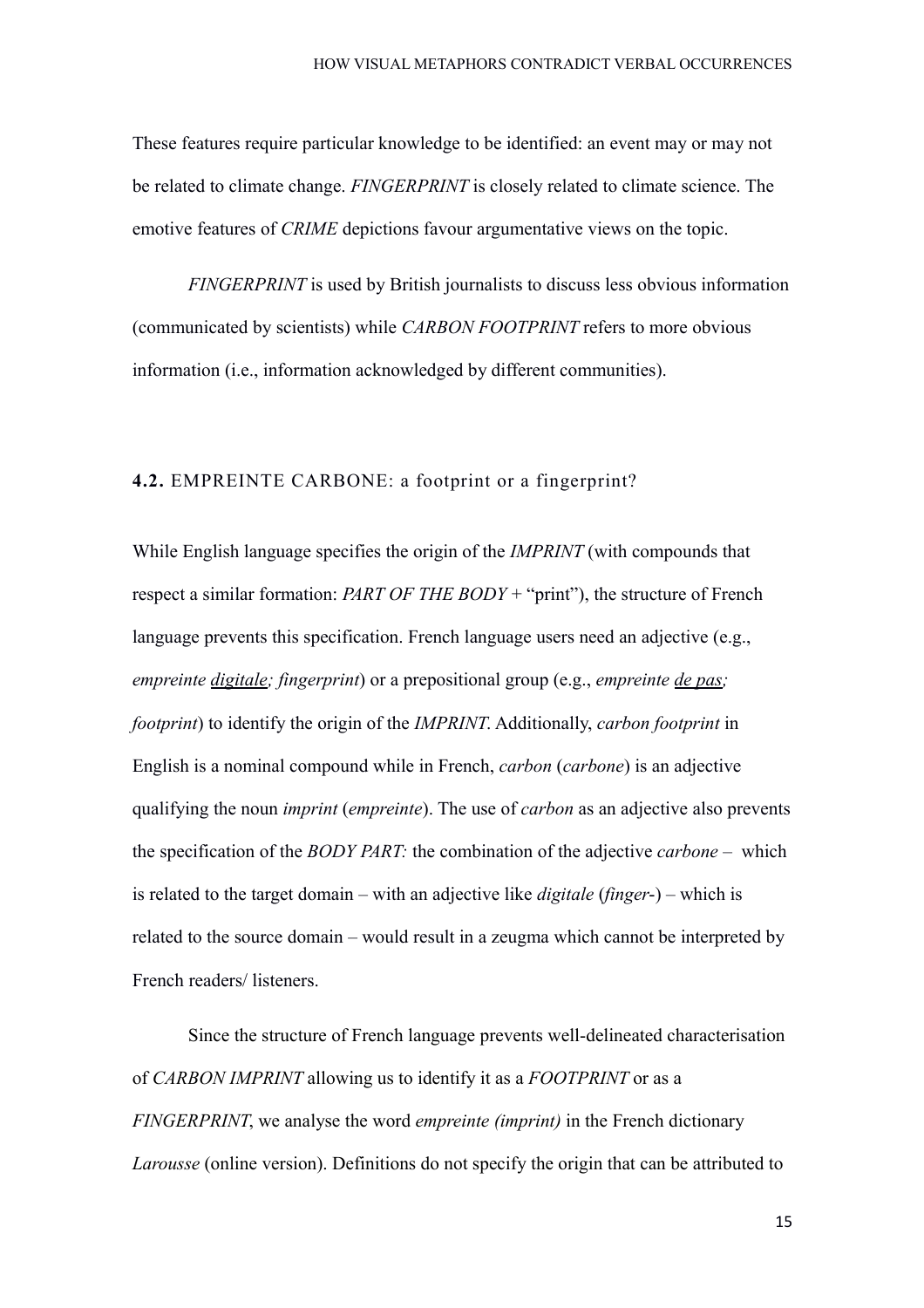These features require particular knowledge to be identified: an event may or may not be related to climate change. *FINGERPRINT* is closely related to climate science. The emotive features of *CRIME* depictions favour argumentative views on the topic.

*FINGERPRINT* is used by British journalists to discuss less obvious information (communicated by scientists) while *CARBON FOOTPRINT* refers to more obvious information (i.e., information acknowledged by different communities).

### **4.2.** EMPREINTE CARBONE: a footprint or a fingerprint?

While English language specifies the origin of the *IMPRINT* (with compounds that respect a similar formation: *PART OF THE BODY* + "print"), the structure of French language prevents this specification. French language users need an adjective (e.g., *empreinte <u>digitale</u>; fingerprint*) or a prepositional group (e.g., *empreinte <u>de pas</u>; footprint*) to identify the origin of the *IMPRINT*. Additionally, *carbon footprint* in English is a nominal compound while in French, *carbon* (*carbone*) is an adjective qualifying the noun *imprint* (*empreinte*). The use of *carbon* as an adjective also prevents the specification of the *BODY PART:* the combination of the adjective *carbone* – which is related to the target domain – with an adjective like *digitale* (*finger*-) – which is related to the source domain – would result in a zeugma which cannot be interpreted by French readers/ listeners.

Since the structure of French language prevents well-delineated characterisation of *CARBON IMPRINT* allowing us to identify it as a *FOOTPRINT* or as a *FINGERPRINT*, we analyse the word *empreinte (imprint)* in the French dictionary *Larousse* (online version). Definitions do not specify the origin that can be attributed to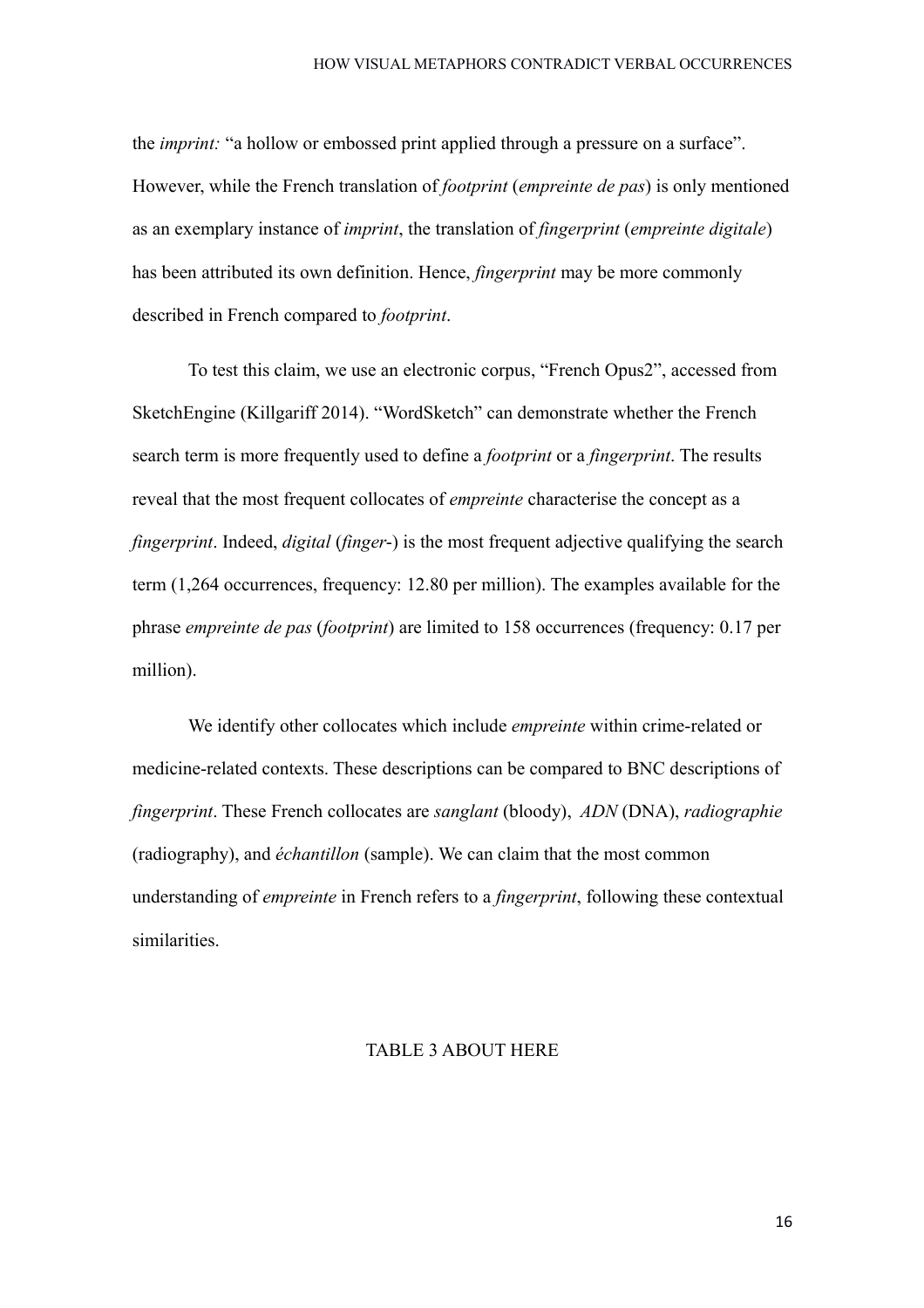the *imprint:* “a hollow or embossed print applied through a pressure on a surface”. However, while the French translation of *footprint* (*empreinte de pas*) is only mentioned as an exemplary instance of *imprint*, the translation of *fingerprint* (*empreinte digitale*) has been attributed its own definition. Hence, *fingerprint* may be more commonly described in French compared to *footprint*.

To test this claim, we use an electronic corpus, “French Opus2”, accessed from SketchEngine (Killgariff 2014). “WordSketch” can demonstrate whether the French search term is more frequently used to define a *footprint* or a *fingerprint*. The results reveal that the most frequent collocates of *empreinte* characterise the concept as a *fingerprint*. Indeed, *digital* (*finger*-) is the most frequent adjective qualifying the search term (1,264 occurrences, frequency: 12.80 per million). The examples available for the phrase *empreinte de pas* (*footprint*) are limited to 158 occurrences (frequency: 0.17 per million).

We identify other collocates which include *empreinte* within crime-related or medicine-related contexts. These descriptions can be compared to BNC descriptions of *fingerprint*. These French collocates are *sanglant* (bloody), *ADN* (DNA), *radiographie* (radiography), and *échantillon* (sample). We can claim that the most common understanding of *empreinte* in French refers to a *fingerprint*, following these contextual similarities.

TABLE 3 ABOUT HERE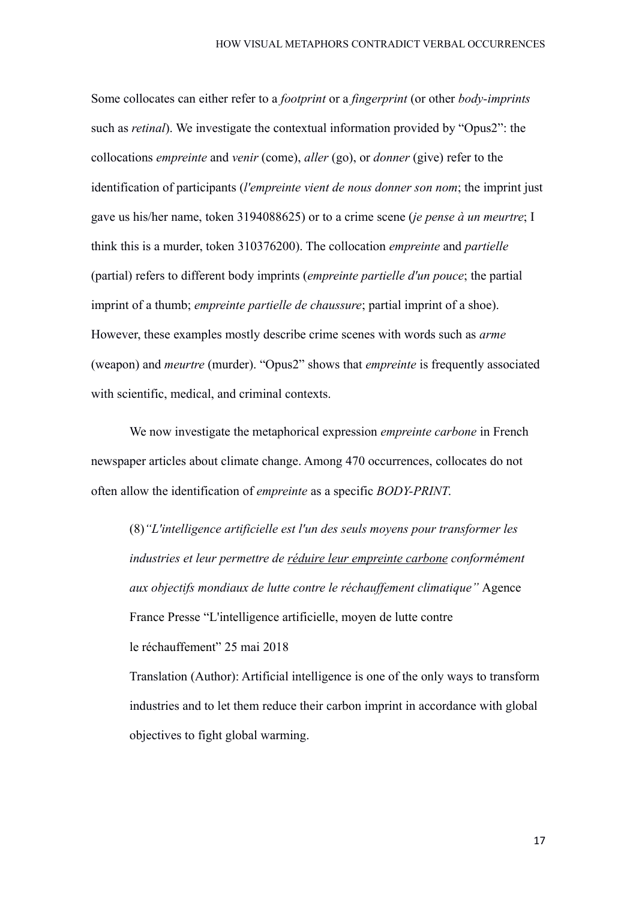Some collocates can either refer to a *footprint* or a *fingerprint* (or other *body-imprints* such as *retinal*). We investigate the contextual information provided by "Opus2": the collocations *empreinte* and *venir* (come), *aller* (go), or *donner* (give) refer to the identification of participants (*l'empreinte vient de nous donner son nom*; the imprint just gave us his/her name, token 3194088625) or to a crime scene (*je pense à un meurtre*; I think this is a murder, token 310376200). The collocation *empreinte* and *partielle* (partial) refers to different body imprints (*empreinte partielle d'un pouce*; the partial imprint of a thumb; *empreinte partielle de chaussure*; partial imprint of a shoe). However, these examples mostly describe crime scenes with words such as *arme* (weapon) and *meurtre* (murder). "Opus2" shows that *empreinte* is frequently associated with scientific, medical, and criminal contexts.

We now investigate the metaphorical expression *empreinte carbone* in French newspaper articles about climate change. Among 470 occurrences, collocates do not often allow the identification of *empreinte* as a specific *BODY-PRINT*.

> (8) *"L'intelligence artificielle est l'un des seuls moyens pour transformer les industries et leur permettre de <u>réduire leur empreinte carbone</u> conformément aux objectifs mondiaux de lutte contre le réchauffement climatique"* Agence France Presse "L'intelligence artificielle, moyen de lutte contre le réchauffement" 25 mai 2018
>
> Translation (Author): Artificial intelligence is one of the only ways to transform industries and to let them reduce their carbon imprint in accordance with global objectives to fight global warming.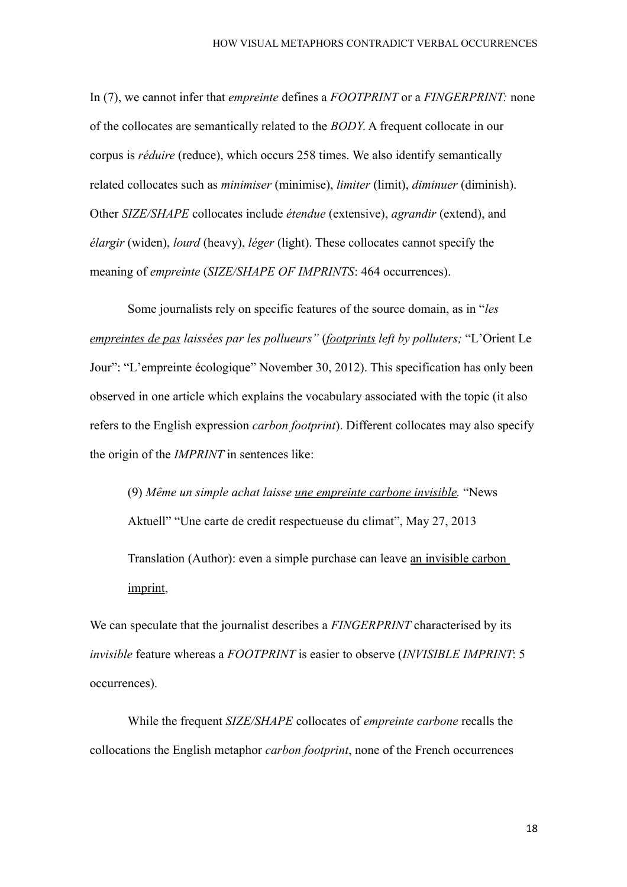In (7), we cannot infer that *empreinte* defines a *FOOTPRINT* or a *FINGERPRINT:* none of the collocates are semantically related to the *BODY*. A frequent collocate in our corpus is *réduire* (reduce), which occurs 258 times. We also identify semantically related collocates such as *minimiser* (minimise), *limiter* (limit), *diminuer* (diminish). Other *SIZE/SHAPE* collocates include *étendue* (extensive), *agrandir* (extend), and *élargir* (widen), *lourd* (heavy), *léger* (light). These collocates cannot specify the meaning of *empreinte* (*SIZE/SHAPE OF IMPRINTS*: 464 occurrences).

Some journalists rely on specific features of the source domain, as in "*les <u>empreintes de pas</u> laissées par les pollueurs"* (*<u>footprints</u> left by polluters;* "L'Orient Le Jour": "L'empreinte écologique" November 30, 2012). This specification has only been observed in one article which explains the vocabulary associated with the topic (it also refers to the English expression *carbon footprint*). Different collocates may also specify the origin of the *IMPRINT* in sentences like:

> (9) *Même un simple achat laisse <u>une empreinte carbone invisible</u>.* "News Aktuell" "Une carte de credit respectueuse du climat", May 27, 2013
>
> Translation (Author): even a simple purchase can leave <u>an invisible carbon imprint</u>,

We can speculate that the journalist describes a *FINGERPRINT* characterised by its *invisible* feature whereas a *FOOTPRINT* is easier to observe (*INVISIBLE IMPRINT*: 5 occurrences).

While the frequent *SIZE/SHAPE* collocates of *empreinte carbone* recalls the collocations the English metaphor *carbon footprint*, none of the French occurrences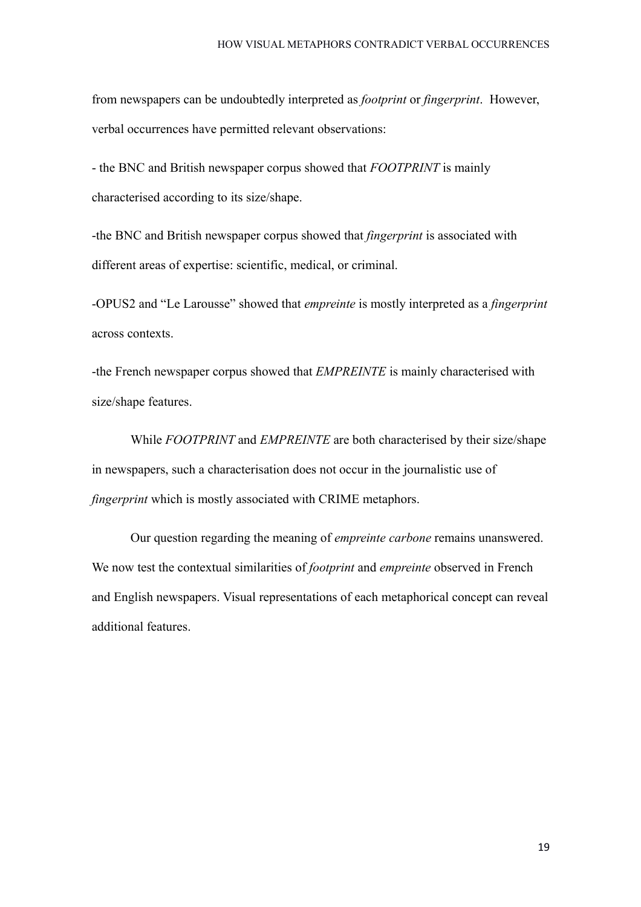from newspapers can be undoubtedly interpreted as *footprint* or *fingerprint*. However, verbal occurrences have permitted relevant observations:

- the BNC and British newspaper corpus showed that *FOOTPRINT* is mainly characterised according to its size/shape.

-the BNC and British newspaper corpus showed that *fingerprint* is associated with different areas of expertise: scientific, medical, or criminal.

-OPUS2 and "Le Larousse" showed that *empreinte* is mostly interpreted as a *fingerprint* across contexts.

-the French newspaper corpus showed that *EMPREINTE* is mainly characterised with size/shape features.

While *FOOTPRINT* and *EMPREINTE* are both characterised by their size/shape in newspapers, such a characterisation does not occur in the journalistic use of *fingerprint* which is mostly associated with CRIME metaphors.

Our question regarding the meaning of *empreinte carbone* remains unanswered. We now test the contextual similarities of *footprint* and *empreinte* observed in French and English newspapers. Visual representations of each metaphorical concept can reveal additional features.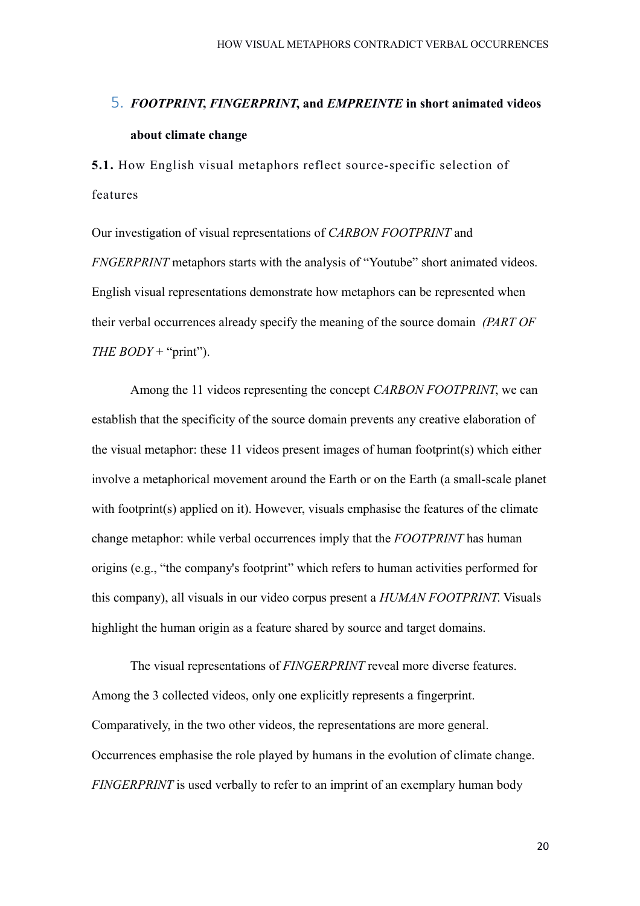## 5. *FOOTPRINT*, *FINGERPRINT*, and *EMPREINTE* in short animated videos about climate change

### 5.1. How English visual metaphors reflect source-specific selection of features

Our investigation of visual representations of *CARBON FOOTPRINT* and *FNGERPRINT* metaphors starts with the analysis of "Youtube" short animated videos. English visual representations demonstrate how metaphors can be represented when their verbal occurrences already specify the meaning of the source domain *(PART OF THE BODY* + "print").

Among the 11 videos representing the concept *CARBON FOOTPRINT*, we can establish that the specificity of the source domain prevents any creative elaboration of the visual metaphor: these 11 videos present images of human footprint(s) which either involve a metaphorical movement around the Earth or on the Earth (a small-scale planet with footprint(s) applied on it). However, visuals emphasise the features of the climate change metaphor: while verbal occurrences imply that the *FOOTPRINT* has human origins (e.g., "the company's footprint" which refers to human activities performed for this company), all visuals in our video corpus present a *HUMAN FOOTPRINT*. Visuals highlight the human origin as a feature shared by source and target domains.

The visual representations of *FINGERPRINT* reveal more diverse features. Among the 3 collected videos, only one explicitly represents a fingerprint. Comparatively, in the two other videos, the representations are more general. Occurrences emphasise the role played by humans in the evolution of climate change. *FINGERPRINT* is used verbally to refer to an imprint of an exemplary human body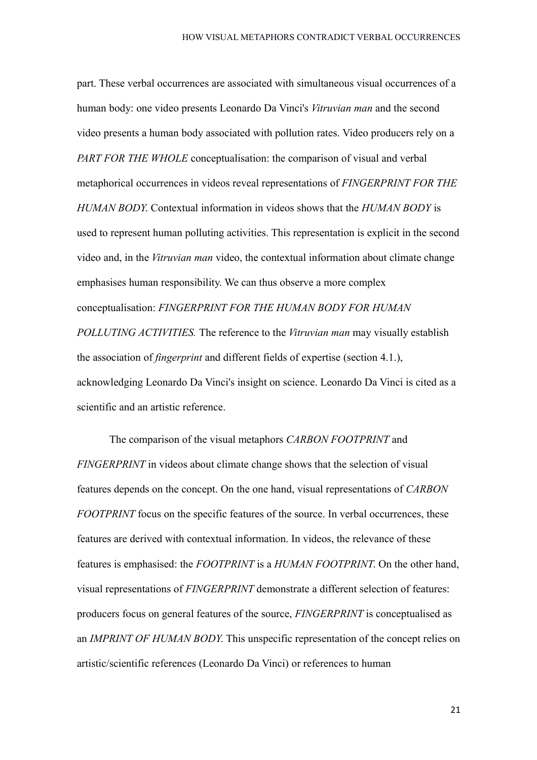part. These verbal occurrences are associated with simultaneous visual occurrences of a human body: one video presents Leonardo Da Vinci's *Vitruvian man* and the second video presents a human body associated with pollution rates. Video producers rely on a *PART FOR THE WHOLE* conceptualisation: the comparison of visual and verbal metaphorical occurrences in videos reveal representations of *FINGERPRINT FOR THE HUMAN BODY*. Contextual information in videos shows that the *HUMAN BODY* is used to represent human polluting activities. This representation is explicit in the second video and, in the *Vitruvian man* video, the contextual information about climate change emphasises human responsibility. We can thus observe a more complex conceptualisation: *FINGERPRINT FOR THE HUMAN BODY FOR HUMAN POLLUTING ACTIVITIES.* The reference to the *Vitruvian man* may visually establish the association of *fingerprint* and different fields of expertise (section 4.1.), acknowledging Leonardo Da Vinci's insight on science. Leonardo Da Vinci is cited as a scientific and an artistic reference.

The comparison of the visual metaphors *CARBON FOOTPRINT* and *FINGERPRINT* in videos about climate change shows that the selection of visual features depends on the concept. On the one hand, visual representations of *CARBON FOOTPRINT* focus on the specific features of the source. In verbal occurrences, these features are derived with contextual information. In videos, the relevance of these features is emphasised: the *FOOTPRINT* is a *HUMAN FOOTPRINT*. On the other hand, visual representations of *FINGERPRINT* demonstrate a different selection of features: producers focus on general features of the source, *FINGERPRINT* is conceptualised as an *IMPRINT OF HUMAN BODY*. This unspecific representation of the concept relies on artistic/scientific references (Leonardo Da Vinci) or references to human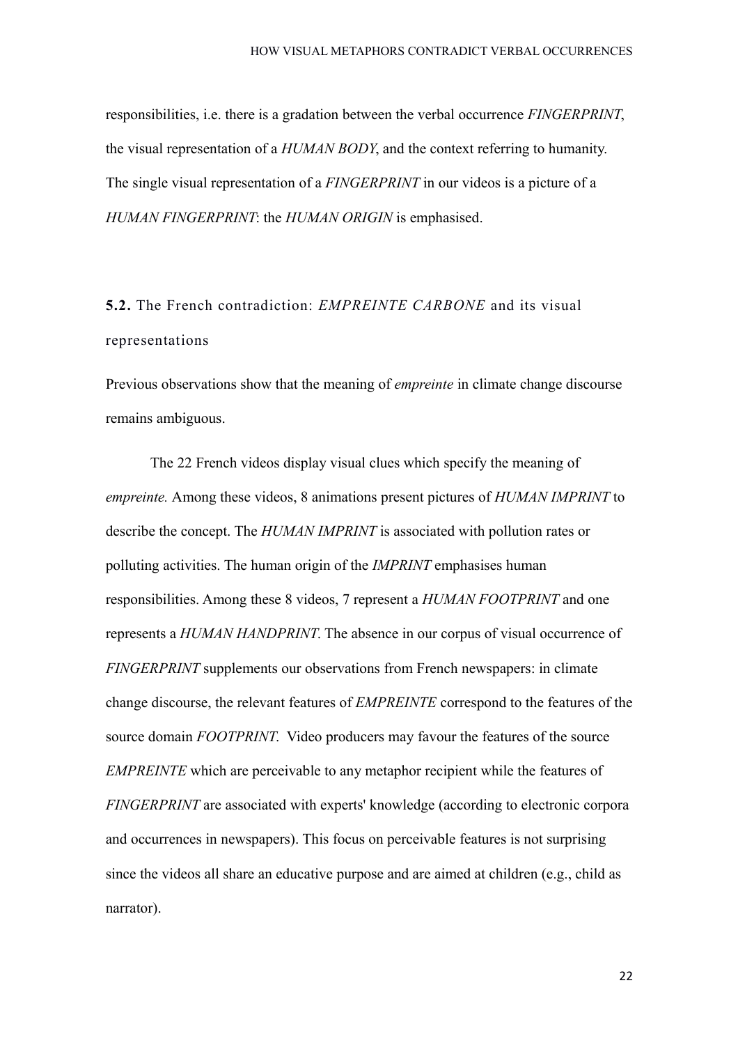responsibilities, i.e. there is a gradation between the verbal occurrence *FINGERPRINT*, the visual representation of a *HUMAN BODY*, and the context referring to humanity. The single visual representation of a *FINGERPRINT* in our videos is a picture of a *HUMAN FINGERPRINT*: the *HUMAN ORIGIN* is emphasised.

### **5.2.** The French contradiction: *EMPREINTE CARBONE* and its visual representations

Previous observations show that the meaning of *empreinte* in climate change discourse remains ambiguous.

The 22 French videos display visual clues which specify the meaning of *empreinte.* Among these videos, 8 animations present pictures of *HUMAN IMPRINT* to describe the concept. The *HUMAN IMPRINT* is associated with pollution rates or polluting activities. The human origin of the *IMPRINT* emphasises human responsibilities. Among these 8 videos, 7 represent a *HUMAN FOOTPRINT* and one represents a *HUMAN HANDPRINT*. The absence in our corpus of visual occurrence of *FINGERPRINT* supplements our observations from French newspapers: in climate change discourse, the relevant features of *EMPREINTE* correspond to the features of the source domain *FOOTPRINT.* Video producers may favour the features of the source *EMPREINTE* which are perceivable to any metaphor recipient while the features of *FINGERPRINT* are associated with experts' knowledge (according to electronic corpora and occurrences in newspapers). This focus on perceivable features is not surprising since the videos all share an educative purpose and are aimed at children (e.g., child as narrator).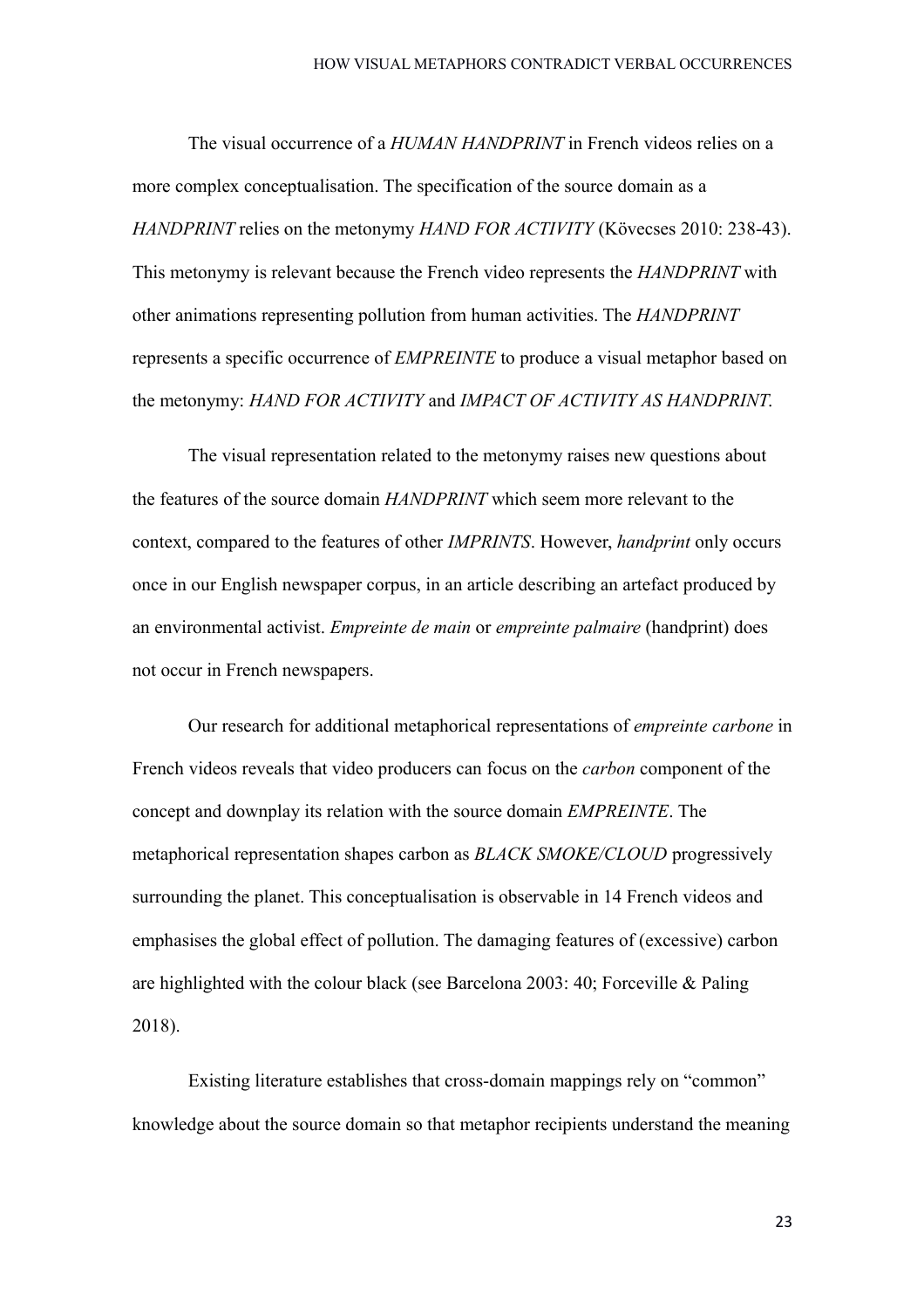The visual occurrence of a *HUMAN HANDPRINT* in French videos relies on a more complex conceptualisation. The specification of the source domain as a *HANDPRINT* relies on the metonymy *HAND FOR ACTIVITY* (Kövecses 2010: 238-43). This metonymy is relevant because the French video represents the *HANDPRINT* with other animations representing pollution from human activities. The *HANDPRINT* represents a specific occurrence of *EMPREINTE* to produce a visual metaphor based on the metonymy: *HAND FOR ACTIVITY* and *IMPACT OF ACTIVITY AS HANDPRINT*.

The visual representation related to the metonymy raises new questions about the features of the source domain *HANDPRINT* which seem more relevant to the context, compared to the features of other *IMPRINTS*. However, *handprint* only occurs once in our English newspaper corpus, in an article describing an artefact produced by an environmental activist. *Empreinte de main* or *empreinte palmaire* (handprint) does not occur in French newspapers.

Our research for additional metaphorical representations of *empreinte carbone* in French videos reveals that video producers can focus on the *carbon* component of the concept and downplay its relation with the source domain *EMPREINTE*. The metaphorical representation shapes carbon as *BLACK SMOKE/CLOUD* progressively surrounding the planet. This conceptualisation is observable in 14 French videos and emphasises the global effect of pollution. The damaging features of (excessive) carbon are highlighted with the colour black (see Barcelona 2003: 40; Forceville & Paling 2018).

Existing literature establishes that cross-domain mappings rely on "common" knowledge about the source domain so that metaphor recipients understand the meaning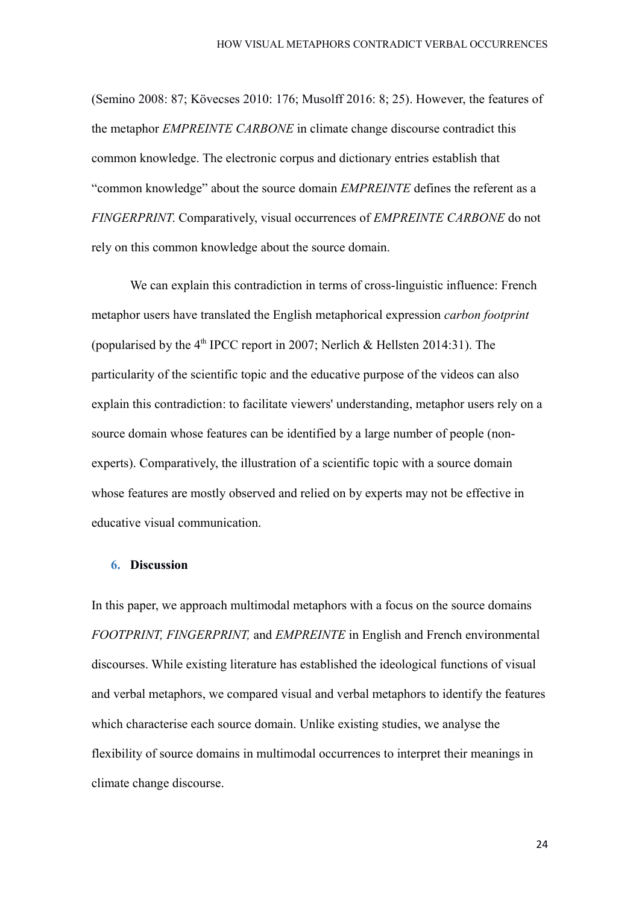(Semino 2008: 87; Kövecses 2010: 176; Musolff 2016: 8; 25). However, the features of the metaphor *EMPREINTE CARBONE* in climate change discourse contradict this common knowledge. The electronic corpus and dictionary entries establish that "common knowledge" about the source domain *EMPREINTE* defines the referent as a *FINGERPRINT*. Comparatively, visual occurrences of *EMPREINTE CARBONE* do not rely on this common knowledge about the source domain.

We can explain this contradiction in terms of cross-linguistic influence: French metaphor users have translated the English metaphorical expression *carbon footprint* (popularised by the 4th IPCC report in 2007; Nerlich & Hellsten 2014:31). The particularity of the scientific topic and the educative purpose of the videos can also explain this contradiction: to facilitate viewers' understanding, metaphor users rely on a source domain whose features can be identified by a large number of people (non-experts). Comparatively, the illustration of a scientific topic with a source domain whose features are mostly observed and relied on by experts may not be effective in educative visual communication.

## 6. Discussion

In this paper, we approach multimodal metaphors with a focus on the source domains *FOOTPRINT, FINGERPRINT,* and *EMPREINTE* in English and French environmental discourses. While existing literature has established the ideological functions of visual and verbal metaphors, we compared visual and verbal metaphors to identify the features which characterise each source domain. Unlike existing studies, we analyse the flexibility of source domains in multimodal occurrences to interpret their meanings in climate change discourse.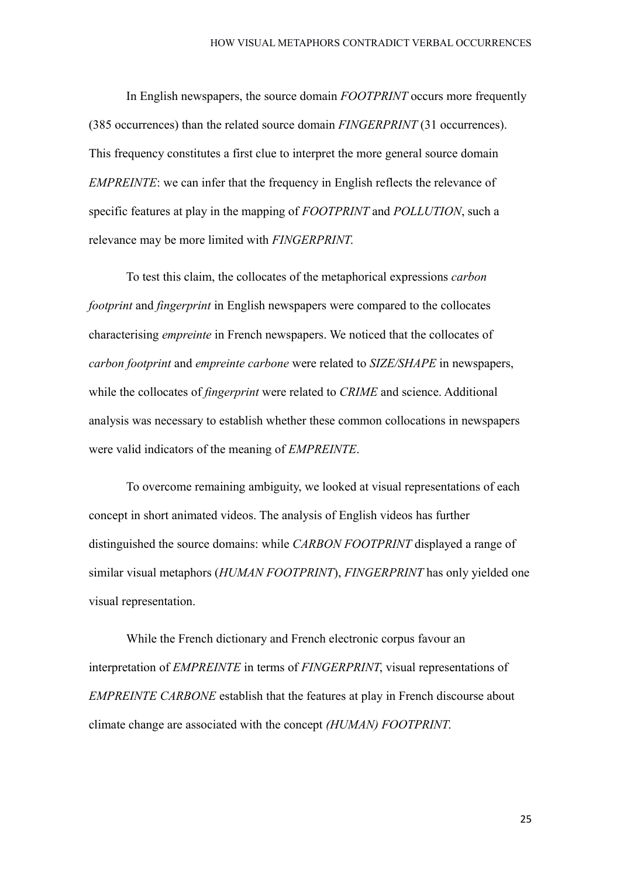In English newspapers, the source domain *FOOTPRINT* occurs more frequently (385 occurrences) than the related source domain *FINGERPRINT* (31 occurrences). This frequency constitutes a first clue to interpret the more general source domain *EMPREINTE*: we can infer that the frequency in English reflects the relevance of specific features at play in the mapping of *FOOTPRINT* and *POLLUTION*, such a relevance may be more limited with *FINGERPRINT*.

To test this claim, the collocates of the metaphorical expressions *carbon footprint* and *fingerprint* in English newspapers were compared to the collocates characterising *empreinte* in French newspapers. We noticed that the collocates of *carbon footprint* and *empreinte carbone* were related to *SIZE/SHAPE* in newspapers, while the collocates of *fingerprint* were related to *CRIME* and science. Additional analysis was necessary to establish whether these common collocations in newspapers were valid indicators of the meaning of *EMPREINTE*.

To overcome remaining ambiguity, we looked at visual representations of each concept in short animated videos. The analysis of English videos has further distinguished the source domains: while *CARBON FOOTPRINT* displayed a range of similar visual metaphors (*HUMAN FOOTPRINT*), *FINGERPRINT* has only yielded one visual representation.

While the French dictionary and French electronic corpus favour an interpretation of *EMPREINTE* in terms of *FINGERPRINT*, visual representations of *EMPREINTE CARBONE* establish that the features at play in French discourse about climate change are associated with the concept *(HUMAN) FOOTPRINT*.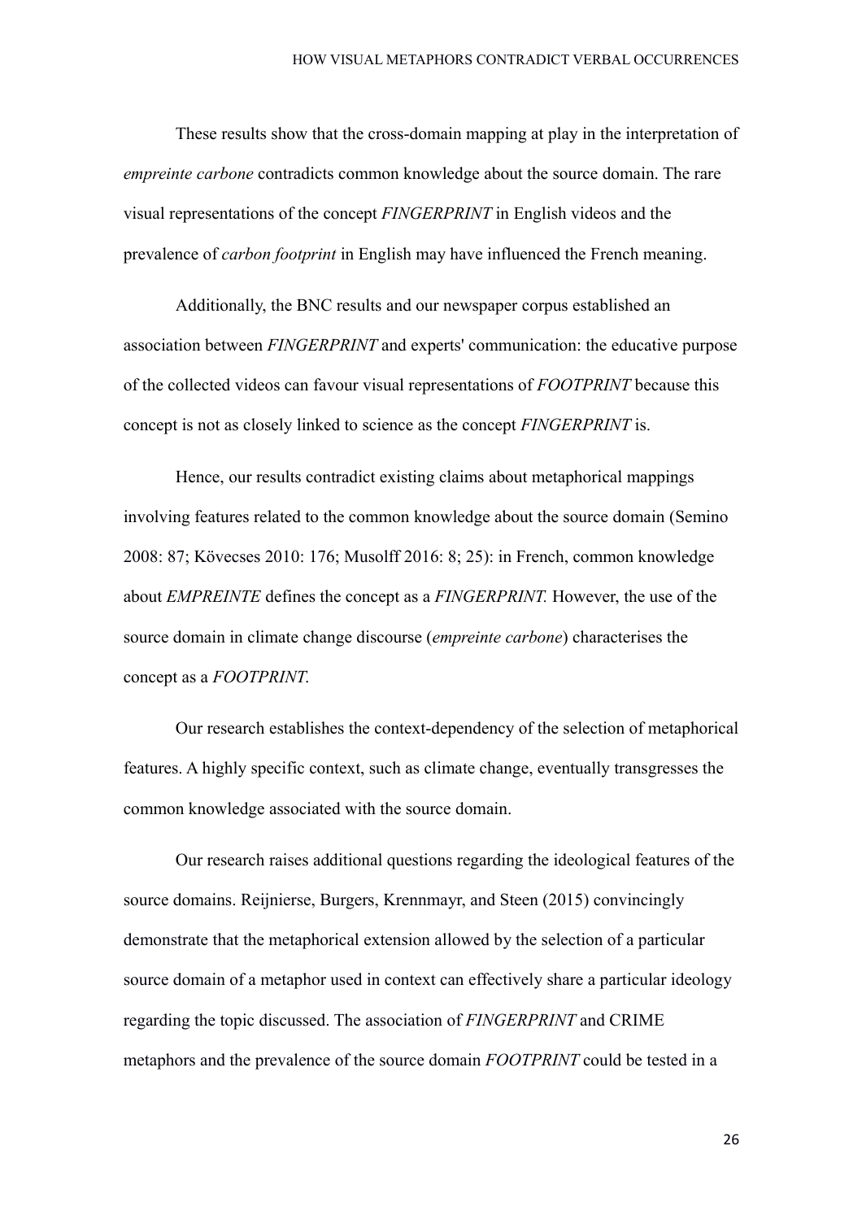These results show that the cross-domain mapping at play in the interpretation of *empreinte carbone* contradicts common knowledge about the source domain. The rare visual representations of the concept *FINGERPRINT* in English videos and the prevalence of *carbon footprint* in English may have influenced the French meaning.

Additionally, the BNC results and our newspaper corpus established an association between *FINGERPRINT* and experts' communication: the educative purpose of the collected videos can favour visual representations of *FOOTPRINT* because this concept is not as closely linked to science as the concept *FINGERPRINT* is.

Hence, our results contradict existing claims about metaphorical mappings involving features related to the common knowledge about the source domain (Semino 2008: 87; Kövecses 2010: 176; Musolff 2016: 8; 25): in French, common knowledge about *EMPREINTE* defines the concept as a *FINGERPRINT.* However, the use of the source domain in climate change discourse (*empreinte carbone*) characterises the concept as a *FOOTPRINT.*

Our research establishes the context-dependency of the selection of metaphorical features. A highly specific context, such as climate change, eventually transgresses the common knowledge associated with the source domain.

Our research raises additional questions regarding the ideological features of the source domains. Reijnierse, Burgers, Krennmayr, and Steen (2015) convincingly demonstrate that the metaphorical extension allowed by the selection of a particular source domain of a metaphor used in context can effectively share a particular ideology regarding the topic discussed. The association of *FINGERPRINT* and CRIME metaphors and the prevalence of the source domain *FOOTPRINT* could be tested in a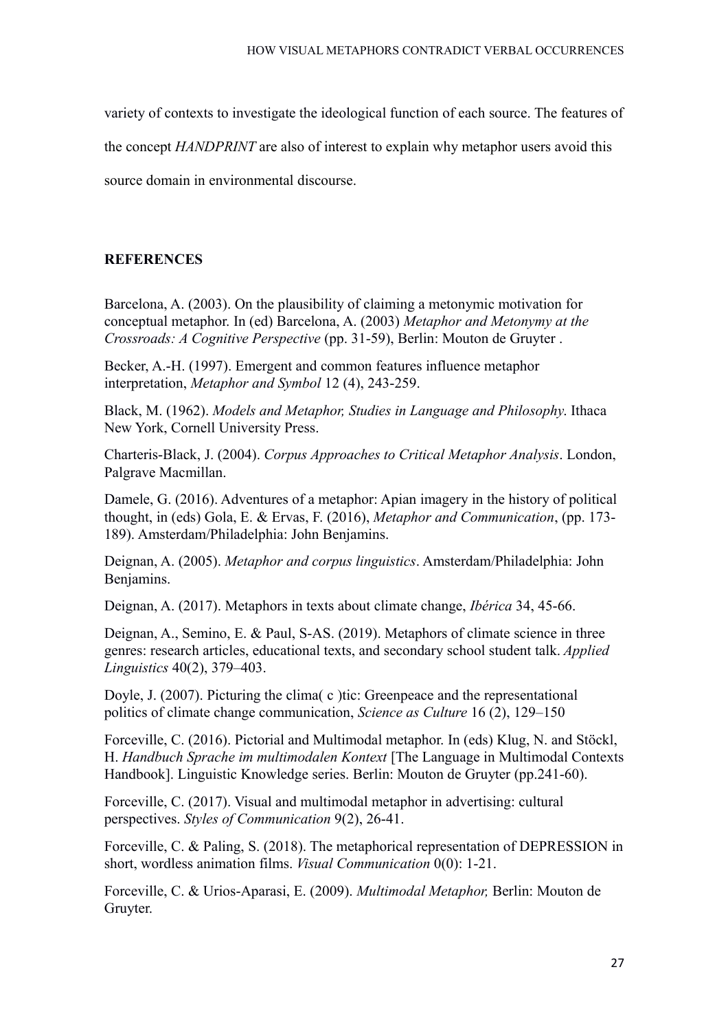variety of contexts to investigate the ideological function of each source. The features of the concept *HANDPRINT* are also of interest to explain why metaphor users avoid this source domain in environmental discourse.

## REFERENCES

Barcelona, A. (2003). On the plausibility of claiming a metonymic motivation for conceptual metaphor. In (ed) Barcelona, A. (2003) *Metaphor and Metonymy at the Crossroads: A Cognitive Perspective* (pp. 31-59), Berlin: Mouton de Gruyter .

Becker, A.-H. (1997). Emergent and common features influence metaphor interpretation, *Metaphor and Symbol* 12 (4), 243-259.

Black, M. (1962). *Models and Metaphor, Studies in Language and Philosophy*. Ithaca New York, Cornell University Press.

Charteris-Black, J. (2004). *Corpus Approaches to Critical Metaphor Analysis*. London, Palgrave Macmillan.

Damele, G. (2016). Adventures of a metaphor: Apian imagery in the history of political thought, in (eds) Gola, E. & Ervas, F. (2016), *Metaphor and Communication*, (pp. 173-189). Amsterdam/Philadelphia: John Benjamins.

Deignan, A. (2005). *Metaphor and corpus linguistics*. Amsterdam/Philadelphia: John Benjamins.

Deignan, A. (2017). Metaphors in texts about climate change, *Ibérica* 34, 45-66.

Deignan, A., Semino, E. & Paul, S-AS. (2019). Metaphors of climate science in three genres: research articles, educational texts, and secondary school student talk. *Applied Linguistics* 40(2), 379–403.

Doyle, J. (2007). Picturing the clima( c )tic: Greenpeace and the representational politics of climate change communication, *Science as Culture* 16 (2), 129–150

Forceville, C. (2016). Pictorial and Multimodal metaphor. In (eds) Klug, N. and Stöckl, H. *Handbuch Sprache im multimodalen Kontext* [The Language in Multimodal Contexts Handbook]. Linguistic Knowledge series. Berlin: Mouton de Gruyter (pp.241-60).

Forceville, C. (2017). Visual and multimodal metaphor in advertising: cultural perspectives. *Styles of Communication* 9(2), 26-41.

Forceville, C. & Paling, S. (2018). The metaphorical representation of DEPRESSION in short, wordless animation films. *Visual Communication* 0(0): 1-21.

Forceville, C. & Urios-Aparasi, E. (2009). *Multimodal Metaphor,* Berlin: Mouton de Gruyter.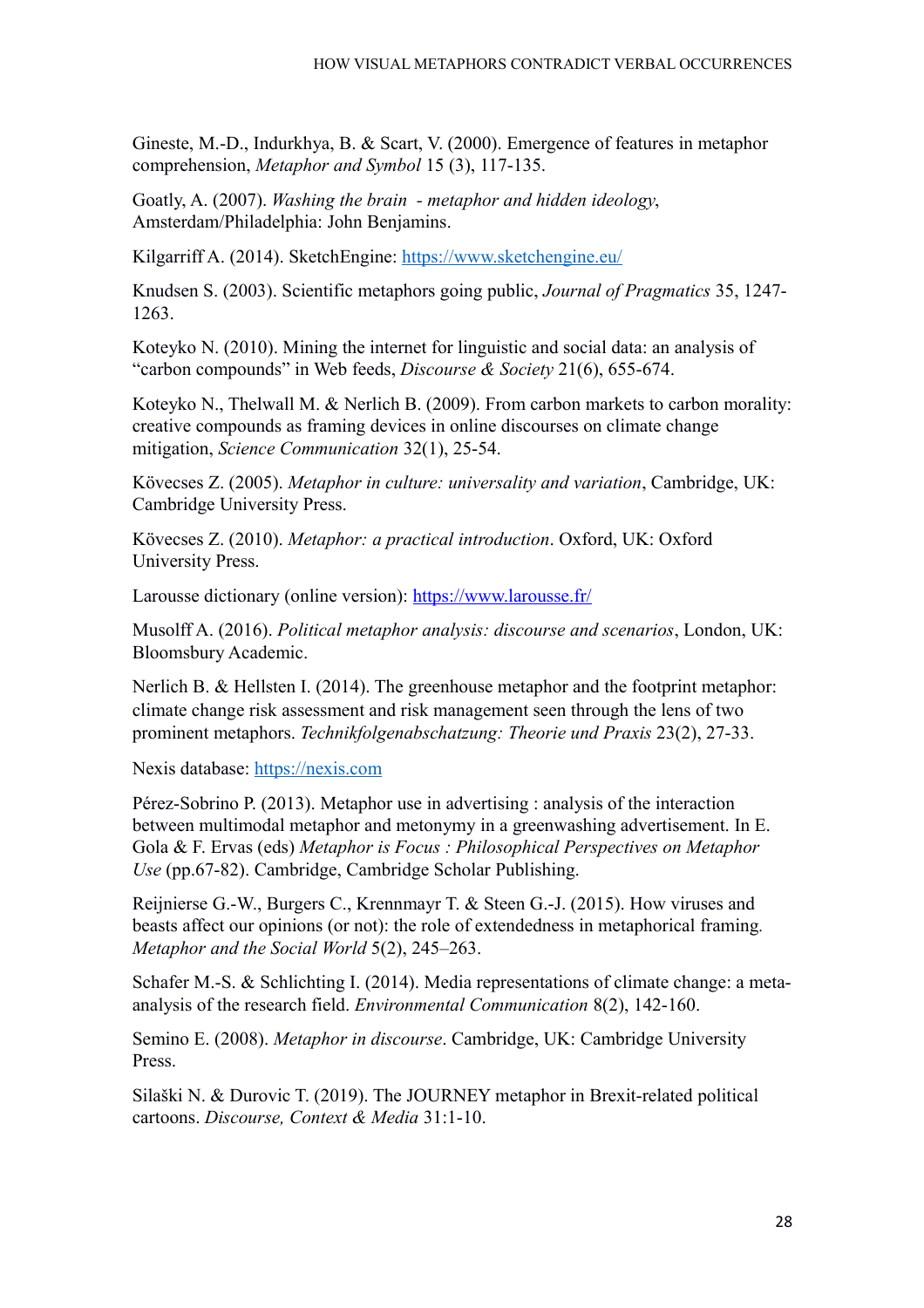Gineste, M.-D., Indurkhya, B. & Scart, V. (2000). Emergence of features in metaphor comprehension, *Metaphor and Symbol* 15 (3), 117-135.

Goatly, A. (2007). *Washing the brain - metaphor and hidden ideology*, Amsterdam/Philadelphia: John Benjamins.

Kilgarriff A. (2014). SketchEngine: https://www.sketchengine.eu/

Knudsen S. (2003). Scientific metaphors going public, *Journal of Pragmatics* 35, 1247-1263.

Koteyko N. (2010). Mining the internet for linguistic and social data: an analysis of "carbon compounds" in Web feeds, *Discourse & Society* 21(6), 655-674.

Koteyko N., Thelwall M. & Nerlich B. (2009). From carbon markets to carbon morality: creative compounds as framing devices in online discourses on climate change mitigation, *Science Communication* 32(1), 25-54.

Kövecses Z. (2005). *Metaphor in culture: universality and variation*, Cambridge, UK: Cambridge University Press.

Kövecses Z. (2010). *Metaphor: a practical introduction*. Oxford, UK: Oxford University Press.

Larousse dictionary (online version): https://www.larousse.fr/

Musolff A. (2016). *Political metaphor analysis: discourse and scenarios*, London, UK: Bloomsbury Academic.

Nerlich B. & Hellsten I. (2014). The greenhouse metaphor and the footprint metaphor: climate change risk assessment and risk management seen through the lens of two prominent metaphors. *Technikfolgenabschatzung: Theorie und Praxis* 23(2), 27-33.

Nexis database: https://nexis.com

Pérez-Sobrino P. (2013). Metaphor use in advertising : analysis of the interaction between multimodal metaphor and metonymy in a greenwashing advertisement. In E. Gola & F. Ervas (eds) *Metaphor is Focus : Philosophical Perspectives on Metaphor Use* (pp.67-82). Cambridge, Cambridge Scholar Publishing.

Reijnierse G.-W., Burgers C., Krennmayr T. & Steen G.-J. (2015). How viruses and beasts affect our opinions (or not): the role of extendedness in metaphorical framing. *Metaphor and the Social World* 5(2), 245–263.

Schafer M.-S. & Schlichting I. (2014). Media representations of climate change: a meta-analysis of the research field. *Environmental Communication* 8(2), 142-160.

Semino E. (2008). *Metaphor in discourse*. Cambridge, UK: Cambridge University Press.

Silaški N. & Durovic T. (2019). The JOURNEY metaphor in Brexit-related political cartoons. *Discourse, Context & Media* 31:1-10.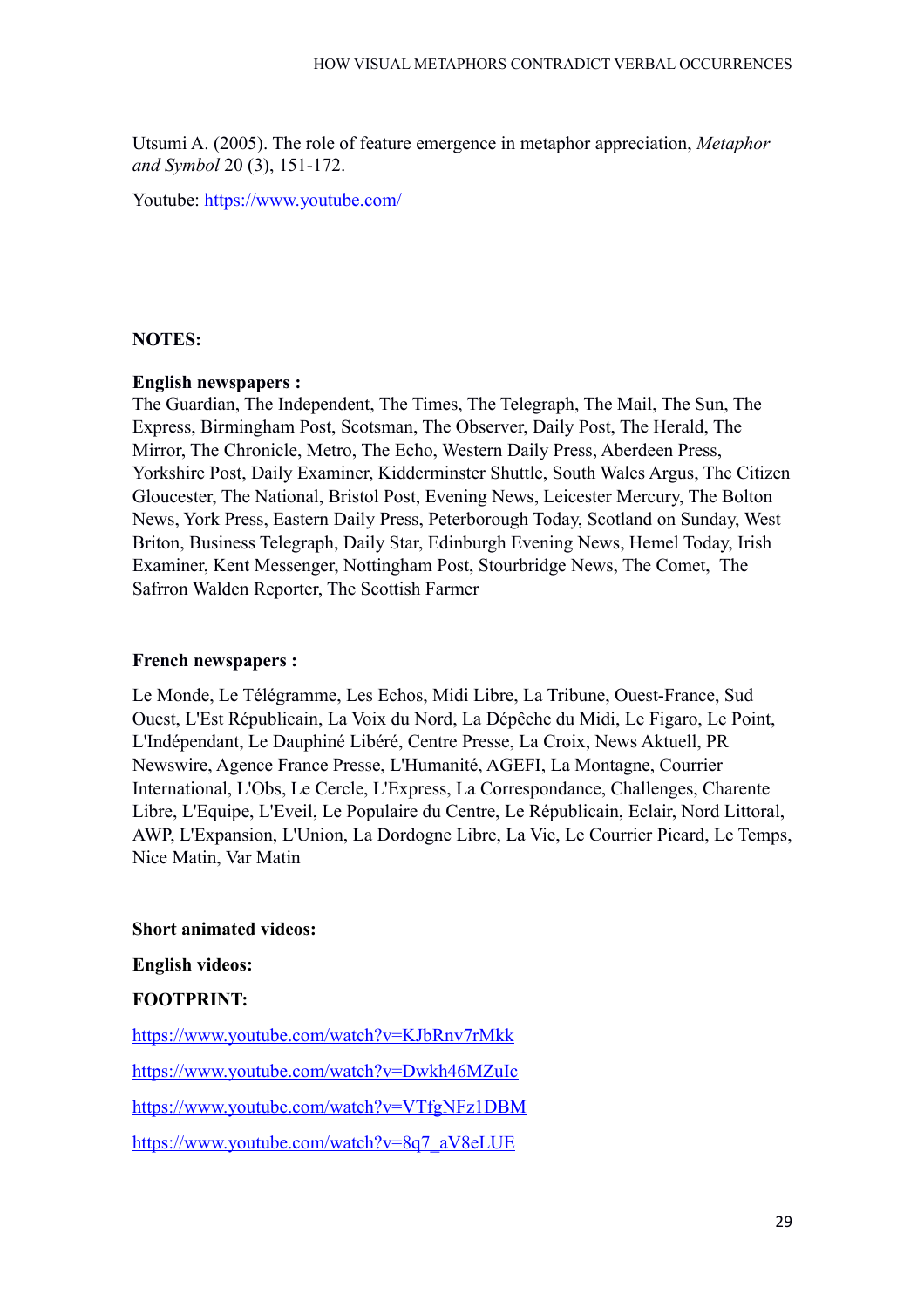Utsumi A. (2005). The role of feature emergence in metaphor appreciation, *Metaphor and Symbol* 20 (3), 151-172.

Youtube: https://www.youtube.com/

**NOTES:**

**English newspapers :**
The Guardian, The Independent, The Times, The Telegraph, The Mail, The Sun, The Express, Birmingham Post, Scotsman, The Observer, Daily Post, The Herald, The Mirror, The Chronicle, Metro, The Echo, Western Daily Press, Aberdeen Press, Yorkshire Post, Daily Examiner, Kidderminster Shuttle, South Wales Argus, The Citizen Gloucester, The National, Bristol Post, Evening News, Leicester Mercury, The Bolton News, York Press, Eastern Daily Press, Peterborough Today, Scotland on Sunday, West Briton, Business Telegraph, Daily Star, Edinburgh Evening News, Hemel Today, Irish Examiner, Kent Messenger, Nottingham Post, Stourbridge News, The Comet, The Safrron Walden Reporter, The Scottish Farmer

**French newspapers :**

Le Monde, Le Télégramme, Les Echos, Midi Libre, La Tribune, Ouest-France, Sud Ouest, L'Est Républicain, La Voix du Nord, La Dépêche du Midi, Le Figaro, Le Point, L'Indépendant, Le Dauphiné Libéré, Centre Presse, La Croix, News Aktuell, PR Newswire, Agence France Presse, L'Humanité, AGEFI, La Montagne, Courrier International, L'Obs, Le Cercle, L'Express, La Correspondance, Challenges, Charente Libre, L'Equipe, L'Eveil, Le Populaire du Centre, Le Républicain, Eclair, Nord Littoral, AWP, L'Expansion, L'Union, La Dordogne Libre, La Vie, Le Courrier Picard, Le Temps, Nice Matin, Var Matin

**Short animated videos:**

**English videos:**

**FOOTPRINT:**

https://www.youtube.com/watch?v=KJbRnv7rMkk

https://www.youtube.com/watch?v=Dwkh46MZuIc

https://www.youtube.com/watch?v=VTfgNFz1DBM

https://www.youtube.com/watch?v=8q7_aV8eLUE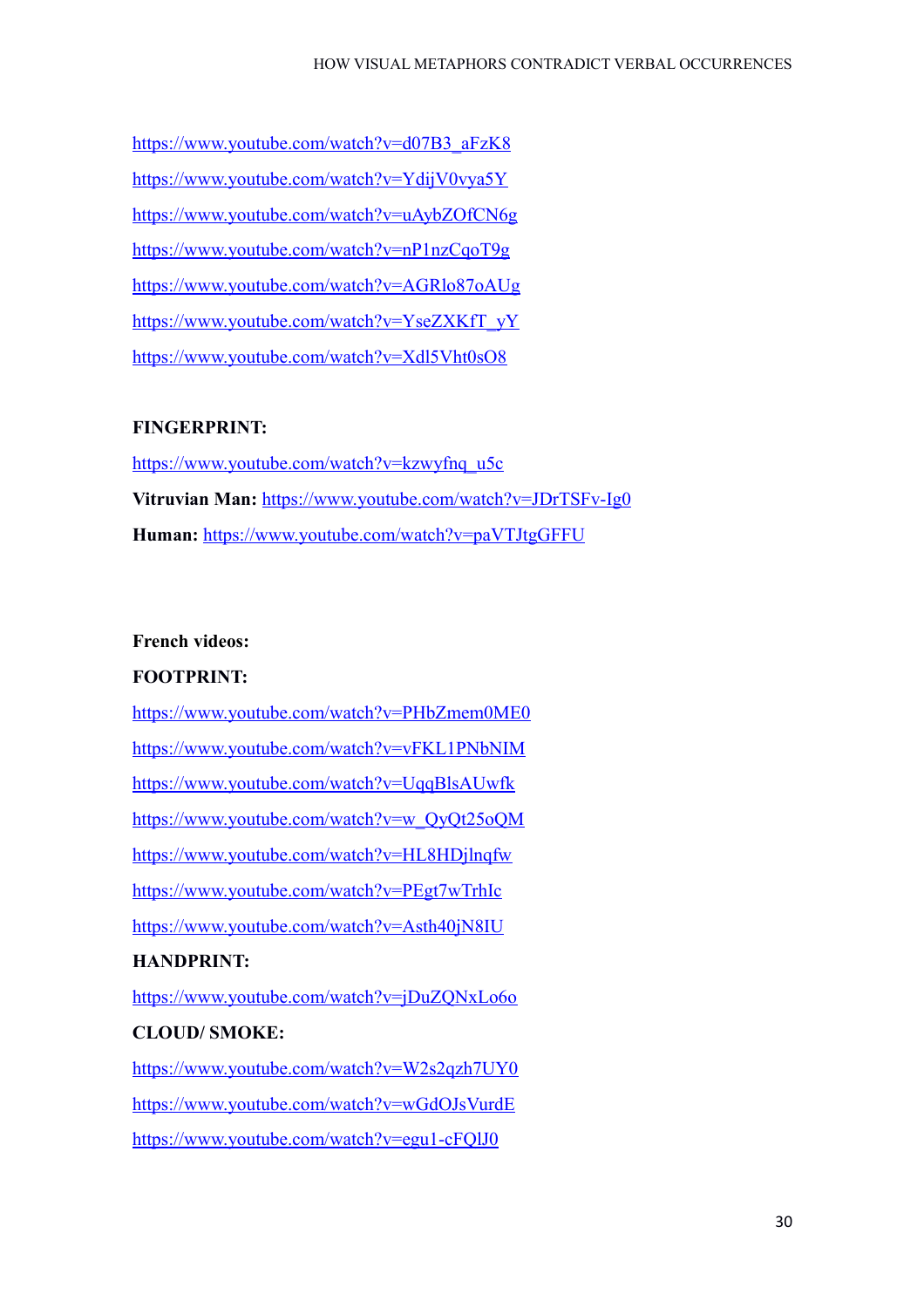https://www.youtube.com/watch?v=d07B3_aFzK8

https://www.youtube.com/watch?v=YdijV0vya5Y

https://www.youtube.com/watch?v=uAybZOfCN6g

https://www.youtube.com/watch?v=nP1nzCqoT9g

https://www.youtube.com/watch?v=AGRlo87oAUg

https://www.youtube.com/watch?v=YseZXKfT_yY

https://www.youtube.com/watch?v=Xdl5Vht0sO8

**FINGERPRINT:**

https://www.youtube.com/watch?v=kzwyfnq_u5c

**Vitruvian Man:** https://www.youtube.com/watch?v=JDrTSFv-Ig0

**Human:** https://www.youtube.com/watch?v=paVTJtgGFFU

**French videos:**

**FOOTPRINT:**

https://www.youtube.com/watch?v=PHbZmem0ME0

https://www.youtube.com/watch?v=vFKL1PNbNIM

https://www.youtube.com/watch?v=UqqBlsAUwfk

https://www.youtube.com/watch?v=w_QyQt25oQM

https://www.youtube.com/watch?v=HL8HDjlnqfw

https://www.youtube.com/watch?v=PEgt7wTrhIc

https://www.youtube.com/watch?v=Asth40jN8IU

**HANDPRINT:**

https://www.youtube.com/watch?v=jDuZQNxLo6o

**CLOUD/ SMOKE:**

https://www.youtube.com/watch?v=W2s2qzh7UY0

https://www.youtube.com/watch?v=wGdOJsVurdE

https://www.youtube.com/watch?v=egu1-cFQlJ0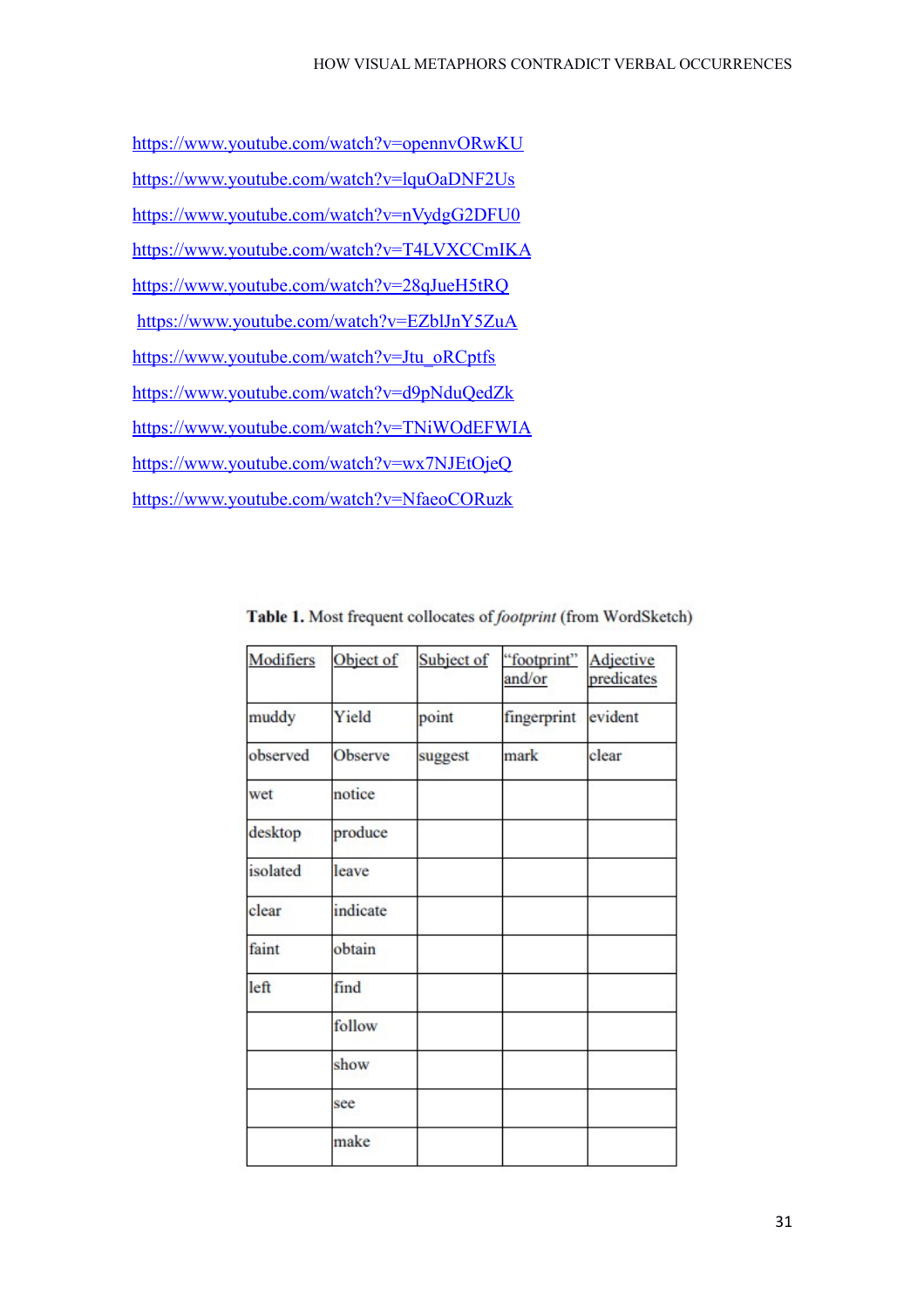https://www.youtube.com/watch?v=opennvORwKU

https://www.youtube.com/watch?v=lquOaDNF2Us

https://www.youtube.com/watch?v=nVydgG2DFU0

https://www.youtube.com/watch?v=T4LVXCCmIKA

https://www.youtube.com/watch?v=28qJueH5tRQ

https://www.youtube.com/watch?v=EZblJnY5ZuA

https://www.youtube.com/watch?v=Jtu_oRCptfs

https://www.youtube.com/watch?v=d9pNduQedZk

https://www.youtube.com/watch?v=TNiWOdEFWIA

https://www.youtube.com/watch?v=wx7NJEtOjeQ

https://www.youtube.com/watch?v=NfaeoCORuzk

**Table 1.** Most frequent collocates of *footprint* (from WordSketch)

| Modifiers | Object of | Subject of | "footprint" and/or | Adjective predicates |
|---|---|---|---|---|
| muddy | Yield | point | fingerprint | evident |
| observed | Observe | suggest | mark | clear |
| wet | notice | | | |
| desktop | produce | | | |
| isolated | leave | | | |
| clear | indicate | | | |
| faint | obtain | | | |
| left | find | | | |
| | follow | | | |
| | show | | | |
| | see | | | |
| | make | | | |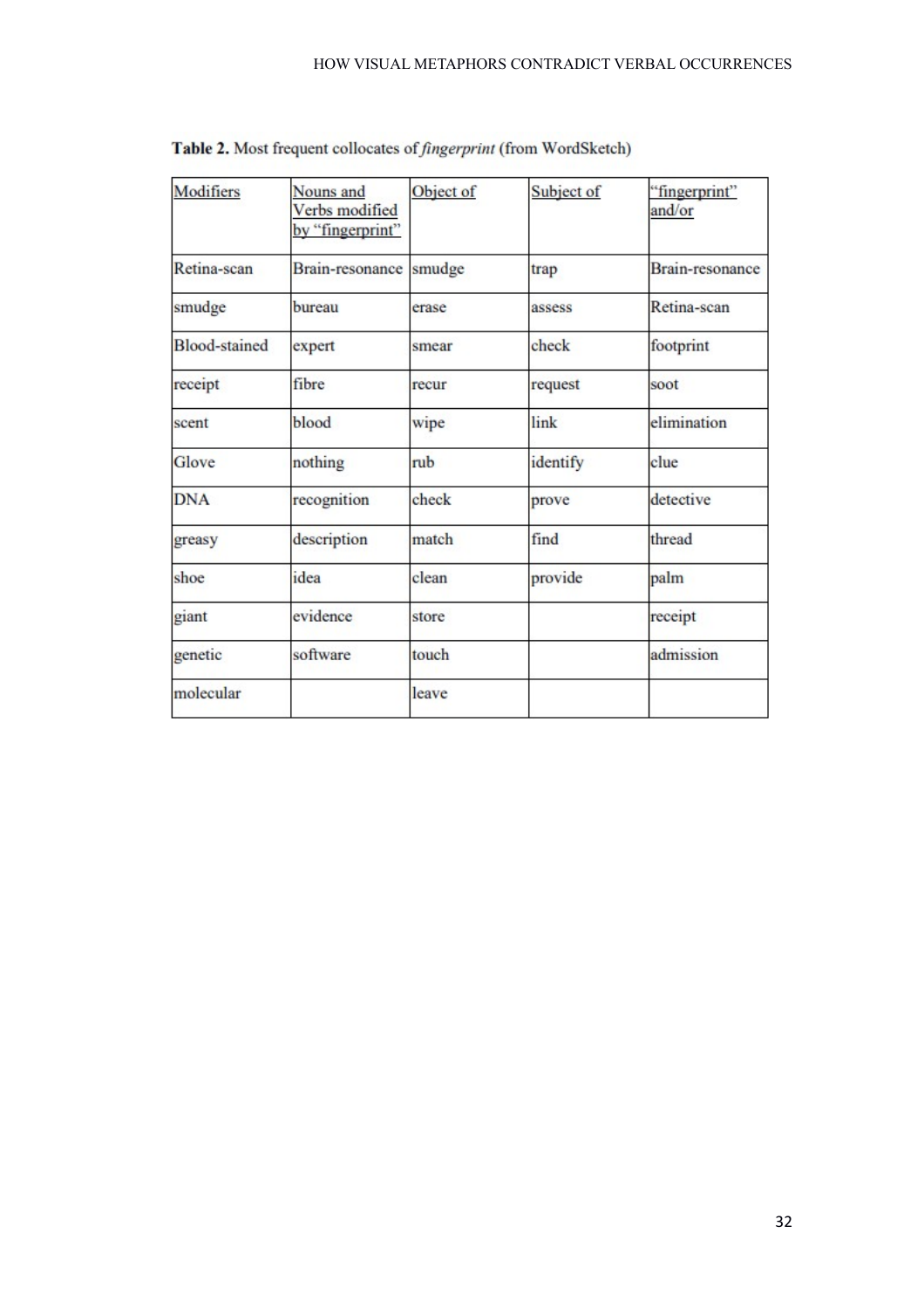**Table 2.** Most frequent collocates of *fingerprint* (from WordSketch)

| Modifiers | Nouns and Verbs modified by "fingerprint" | Object of | Subject of | "fingerprint" and/or |
|---|---|---|---|---|
| Retina-scan | Brain-resonance | smudge | trap | Brain-resonance |
| smudge | bureau | erase | assess | Retina-scan |
| Blood-stained | expert | smear | check | footprint |
| receipt | fibre | recur | request | soot |
| scent | blood | wipe | link | elimination |
| Glove | nothing | rub | identify | clue |
| DNA | recognition | check | prove | detective |
| greasy | description | match | find | thread |
| shoe | idea | clean | provide | palm |
| giant | evidence | store | | receipt |
| genetic | software | touch | | admission |
| molecular | | leave | | |